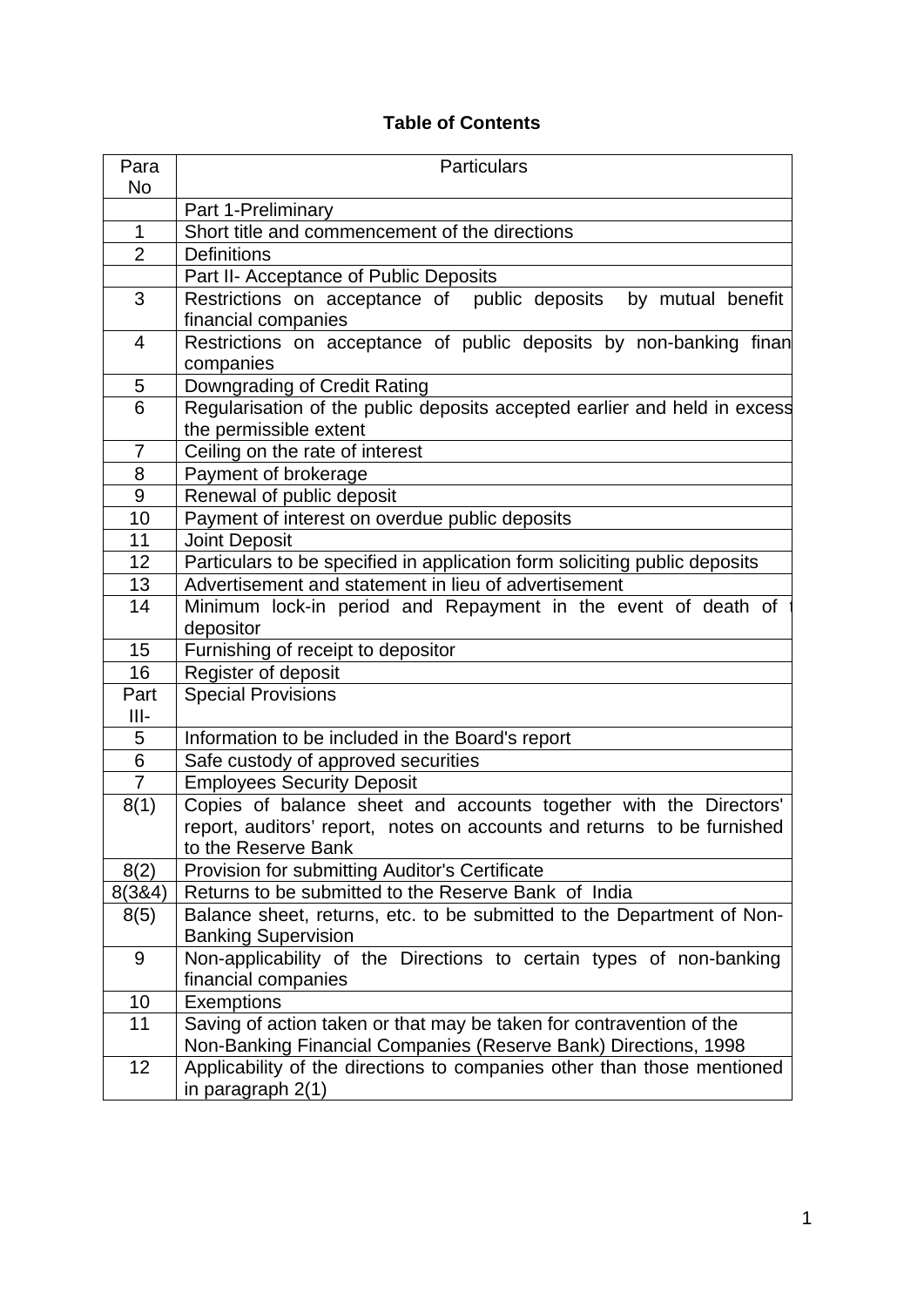**Table of Contents**

| Para No | Particulars |
|---|---|
| | Part 1-Preliminary |
| 1 | Short title and commencement of the directions |
| 2 | Definitions |
| | Part II- Acceptance of Public Deposits |
| 3 | Restrictions on acceptance of public deposits by mutual benefit financial companies |
| 4 | Restrictions on acceptance of public deposits by non-banking finan companies |
| 5 | Downgrading of Credit Rating |
| 6 | Regularisation of the public deposits accepted earlier and held in excess the permissible extent |
| 7 | Ceiling on the rate of interest |
| 8 | Payment of brokerage |
| 9 | Renewal of public deposit |
| 10 | Payment of interest on overdue public deposits |
| 11 | Joint Deposit |
| 12 | Particulars to be specified in application form soliciting public deposits |
| 13 | Advertisement and statement in lieu of advertisement |
| 14 | Minimum lock-in period and Repayment in the event of death of t depositor |
| 15 | Furnishing of receipt to depositor |
| 16 | Register of deposit |
| Part III- | Special Provisions |
| 5 | Information to be included in the Board's report |
| 6 | Safe custody of approved securities |
| 7 | Employees Security Deposit |
| 8(1) | Copies of balance sheet and accounts together with the Directors' report, auditors' report, notes on accounts and returns to be furnished to the Reserve Bank |
| 8(2) | Provision for submitting Auditor's Certificate |
| 8(3&4) | Returns to be submitted to the Reserve Bank of India |
| 8(5) | Balance sheet, returns, etc. to be submitted to the Department of Non-Banking Supervision |
| 9 | Non-applicability of the Directions to certain types of non-banking financial companies |
| 10 | Exemptions |
| 11 | Saving of action taken or that may be taken for contravention of the Non-Banking Financial Companies (Reserve Bank) Directions, 1998 |
| 12 | Applicability of the directions to companies other than those mentioned in paragraph 2(1) |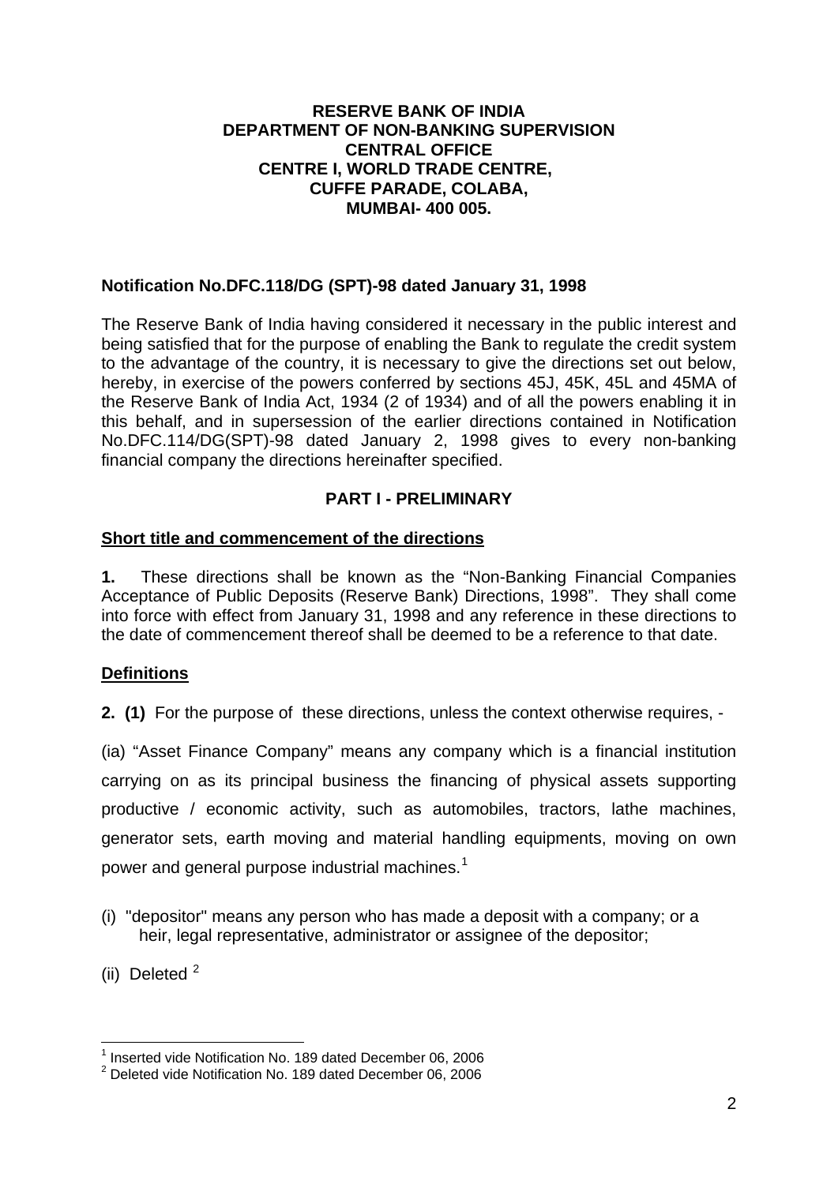**RESERVE BANK OF INDIA**
**DEPARTMENT OF NON-BANKING SUPERVISION**
**CENTRAL OFFICE**
**CENTRE I, WORLD TRADE CENTRE,**
**CUFFE PARADE, COLABA,**
**MUMBAI- 400 005.**

**Notification No.DFC.118/DG (SPT)-98 dated January 31, 1998**

The Reserve Bank of India having considered it necessary in the public interest and being satisfied that for the purpose of enabling the Bank to regulate the credit system to the advantage of the country, it is necessary to give the directions set out below, hereby, in exercise of the powers conferred by sections 45J, 45K, 45L and 45MA of the Reserve Bank of India Act, 1934 (2 of 1934) and of all the powers enabling it in this behalf, and in supersession of the earlier directions contained in Notification No.DFC.114/DG(SPT)-98 dated January 2, 1998 gives to every non-banking financial company the directions hereinafter specified.

## PART I - PRELIMINARY

### Short title and commencement of the directions

**1.** These directions shall be known as the "Non-Banking Financial Companies Acceptance of Public Deposits (Reserve Bank) Directions, 1998". They shall come into force with effect from January 31, 1998 and any reference in these directions to the date of commencement thereof shall be deemed to be a reference to that date.

### Definitions

**2. (1)** For the purpose of these directions, unless the context otherwise requires, -

(ia) "Asset Finance Company" means any company which is a financial institution carrying on as its principal business the financing of physical assets supporting productive / economic activity, such as automobiles, tractors, lathe machines, generator sets, earth moving and material handling equipments, moving on own power and general purpose industrial machines.[1]

(i) "depositor" means any person who has made a deposit with a company; or a heir, legal representative, administrator or assignee of the depositor;

(ii) Deleted [2]

---

[1] Inserted vide Notification No. 189 dated December 06, 2006
[2] Deleted vide Notification No. 189 dated December 06, 2006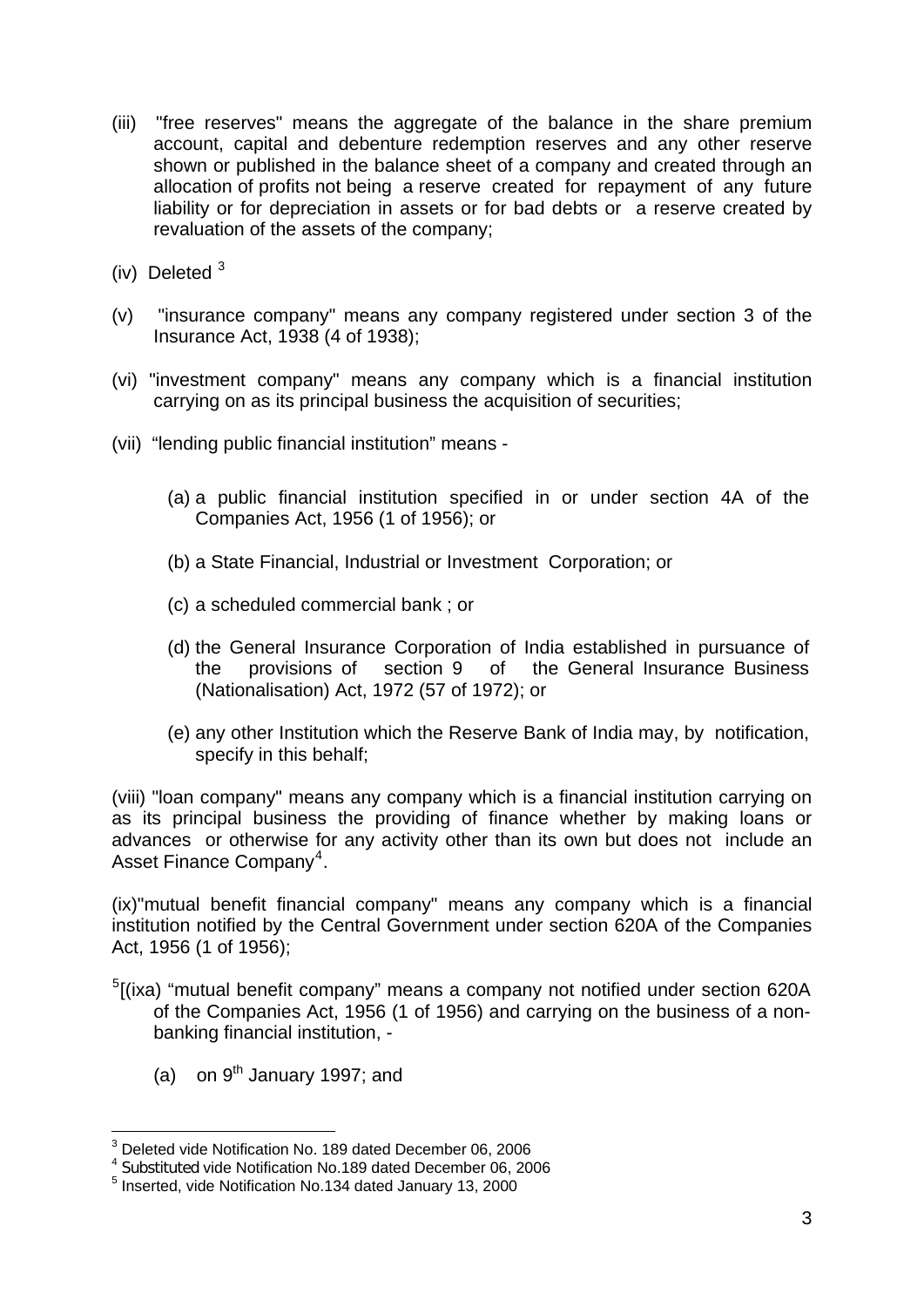(iii) "free reserves" means the aggregate of the balance in the share premium account, capital and debenture redemption reserves and any other reserve shown or published in the balance sheet of a company and created through an allocation of profits not being a reserve created for repayment of any future liability or for depreciation in assets or for bad debts or a reserve created by revaluation of the assets of the company;

(iv) Deleted [3]

(v) "insurance company" means any company registered under section 3 of the Insurance Act, 1938 (4 of 1938);

(vi) "investment company" means any company which is a financial institution carrying on as its principal business the acquisition of securities;

(vii) "lending public financial institution" means -

(a) a public financial institution specified in or under section 4A of the Companies Act, 1956 (1 of 1956); or

(b) a State Financial, Industrial or Investment Corporation; or

(c) a scheduled commercial bank ; or

(d) the General Insurance Corporation of India established in pursuance of the provisions of section 9 of the General Insurance Business (Nationalisation) Act, 1972 (57 of 1972); or

(e) any other Institution which the Reserve Bank of India may, by notification, specify in this behalf;

(viii) "loan company" means any company which is a financial institution carrying on as its principal business the providing of finance whether by making loans or advances or otherwise for any activity other than its own but does not include an Asset Finance Company[4].

(ix)"mutual benefit financial company" means any company which is a financial institution notified by the Central Government under section 620A of the Companies Act, 1956 (1 of 1956);

[5][(ixa) "mutual benefit company" means a company not notified under section 620A of the Companies Act, 1956 (1 of 1956) and carrying on the business of a non-banking financial institution, -

(a) on 9th January 1997; and

---

[3] Deleted vide Notification No. 189 dated December 06, 2006

[4] Substituted vide Notification No.189 dated December 06, 2006

[5] Inserted, vide Notification No.134 dated January 13, 2000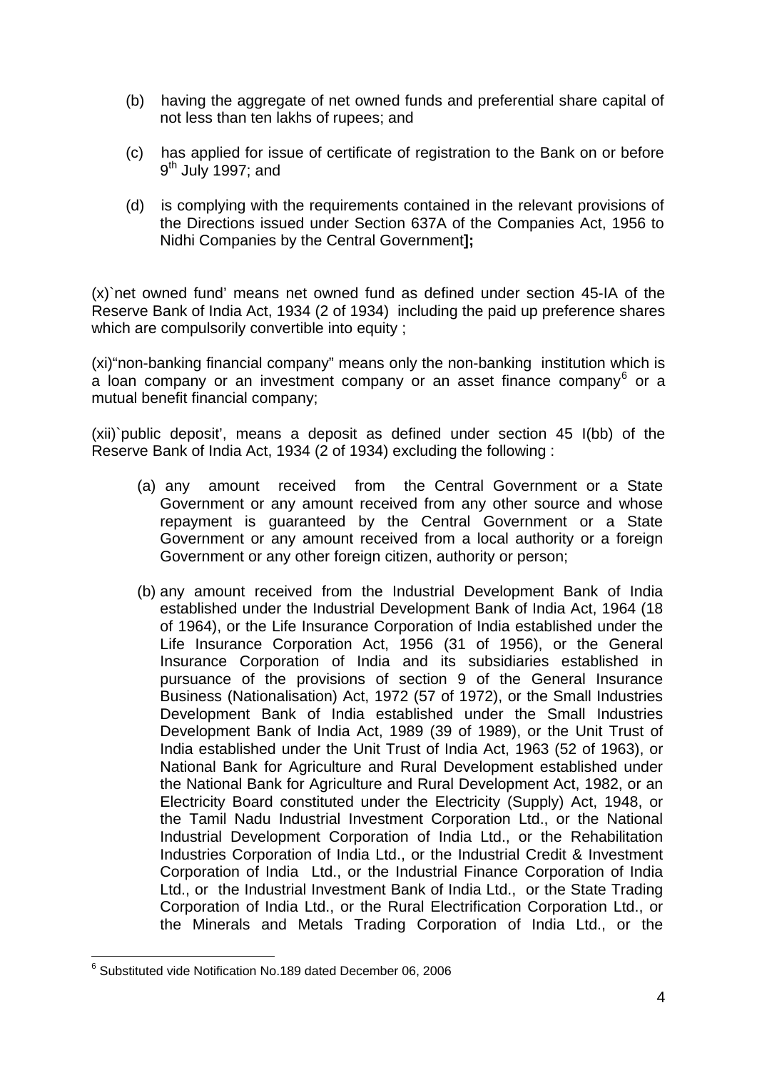(b) having the aggregate of net owned funds and preferential share capital of not less than ten lakhs of rupees; and

(c) has applied for issue of certificate of registration to the Bank on or before 9th July 1997; and

(d) is complying with the requirements contained in the relevant provisions of the Directions issued under Section 637A of the Companies Act, 1956 to Nidhi Companies by the Central Government**];**

(x)`net owned fund' means net owned fund as defined under section 45-IA of the Reserve Bank of India Act, 1934 (2 of 1934) including the paid up preference shares which are compulsorily convertible into equity ;

(xi)"non-banking financial company" means only the non-banking institution which is a loan company or an investment company or an asset finance company[6] or a mutual benefit financial company;

(xii)`public deposit', means a deposit as defined under section 45 I(bb) of the Reserve Bank of India Act, 1934 (2 of 1934) excluding the following :

(a) any amount received from the Central Government or a State Government or any amount received from any other source and whose repayment is guaranteed by the Central Government or a State Government or any amount received from a local authority or a foreign Government or any other foreign citizen, authority or person;

(b) any amount received from the Industrial Development Bank of India established under the Industrial Development Bank of India Act, 1964 (18 of 1964), or the Life Insurance Corporation of India established under the Life Insurance Corporation Act, 1956 (31 of 1956), or the General Insurance Corporation of India and its subsidiaries established in pursuance of the provisions of section 9 of the General Insurance Business (Nationalisation) Act, 1972 (57 of 1972), or the Small Industries Development Bank of India established under the Small Industries Development Bank of India Act, 1989 (39 of 1989), or the Unit Trust of India established under the Unit Trust of India Act, 1963 (52 of 1963), or National Bank for Agriculture and Rural Development established under the National Bank for Agriculture and Rural Development Act, 1982, or an Electricity Board constituted under the Electricity (Supply) Act, 1948, or the Tamil Nadu Industrial Investment Corporation Ltd., or the National Industrial Development Corporation of India Ltd., or the Rehabilitation Industries Corporation of India Ltd., or the Industrial Credit & Investment Corporation of India Ltd., or the Industrial Finance Corporation of India Ltd., or the Industrial Investment Bank of India Ltd., or the State Trading Corporation of India Ltd., or the Rural Electrification Corporation Ltd., or the Minerals and Metals Trading Corporation of India Ltd., or the

[6] Substituted vide Notification No.189 dated December 06, 2006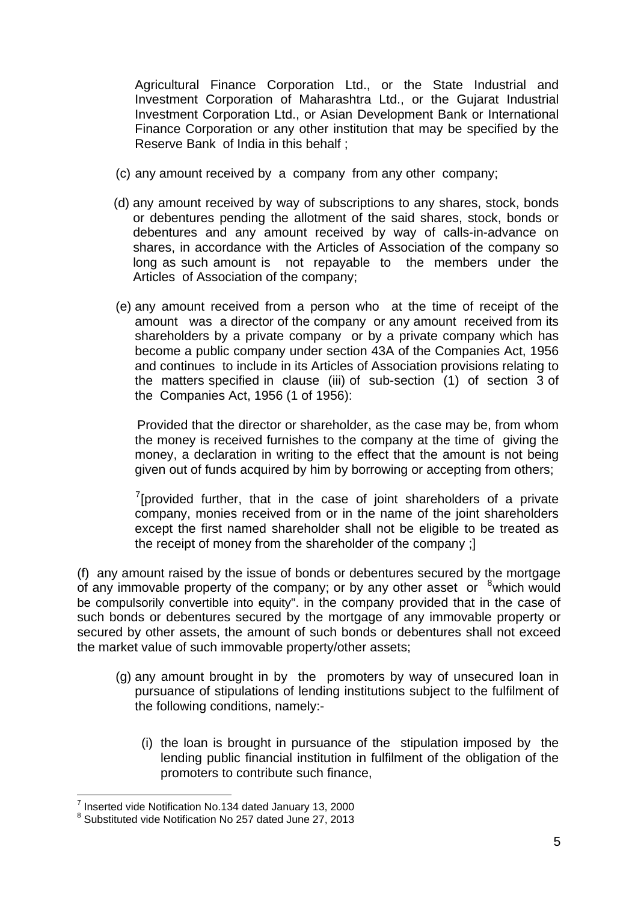Agricultural Finance Corporation Ltd., or the State Industrial and Investment Corporation of Maharashtra Ltd., or the Gujarat Industrial Investment Corporation Ltd., or Asian Development Bank or International Finance Corporation or any other institution that may be specified by the Reserve Bank of India in this behalf ;

(c) any amount received by a company from any other company;

(d) any amount received by way of subscriptions to any shares, stock, bonds or debentures pending the allotment of the said shares, stock, bonds or debentures and any amount received by way of calls-in-advance on shares, in accordance with the Articles of Association of the company so long as such amount is not repayable to the members under the Articles of Association of the company;

(e) any amount received from a person who at the time of receipt of the amount was a director of the company or any amount received from its shareholders by a private company or by a private company which has become a public company under section 43A of the Companies Act, 1956 and continues to include in its Articles of Association provisions relating to the matters specified in clause (iii) of sub-section (1) of section 3 of the Companies Act, 1956 (1 of 1956):

Provided that the director or shareholder, as the case may be, from whom the money is received furnishes to the company at the time of giving the money, a declaration in writing to the effect that the amount is not being given out of funds acquired by him by borrowing or accepting from others;

[7][provided further, that in the case of joint shareholders of a private company, monies received from or in the name of the joint shareholders except the first named shareholder shall not be eligible to be treated as the receipt of money from the shareholder of the company ;]

(f) any amount raised by the issue of bonds or debentures secured by the mortgage of any immovable property of the company; or by any other asset or [8]which would be compulsorily convertible into equity". in the company provided that in the case of such bonds or debentures secured by the mortgage of any immovable property or secured by other assets, the amount of such bonds or debentures shall not exceed the market value of such immovable property/other assets;

(g) any amount brought in by the promoters by way of unsecured loan in pursuance of stipulations of lending institutions subject to the fulfilment of the following conditions, namely:-

(i) the loan is brought in pursuance of the stipulation imposed by the lending public financial institution in fulfilment of the obligation of the promoters to contribute such finance,

---

[7] Inserted vide Notification No.134 dated January 13, 2000
[8] Substituted vide Notification No 257 dated June 27, 2013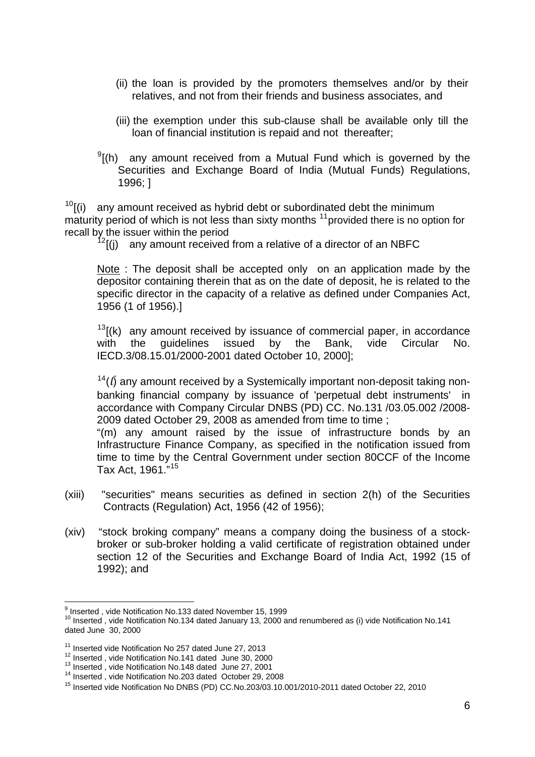(ii) the loan is provided by the promoters themselves and/or by their relatives, and not from their friends and business associates, and

(iii) the exemption under this sub-clause shall be available only till the loan of financial institution is repaid and not thereafter;

[9][(h) any amount received from a Mutual Fund which is governed by the Securities and Exchange Board of India (Mutual Funds) Regulations, 1996; ]

[10][(i) any amount received as hybrid debt or subordinated debt the minimum maturity period of which is not less than sixty months [11]provided there is no option for recall by the issuer within the period

[12][(j) any amount received from a relative of a director of an NBFC

Note : The deposit shall be accepted only on an application made by the depositor containing therein that as on the date of deposit, he is related to the specific director in the capacity of a relative as defined under Companies Act, 1956 (1 of 1956).]

[13][(k) any amount received by issuance of commercial paper, in accordance with the guidelines issued by the Bank, vide Circular No. IECD.3/08.15.01/2000-2001 dated October 10, 2000];

[14](*l*) any amount received by a Systemically important non-deposit taking non-banking financial company by issuance of 'perpetual debt instruments' in accordance with Company Circular DNBS (PD) CC. No.131 /03.05.002 /2008-2009 dated October 29, 2008 as amended from time to time ;

"(m) any amount raised by the issue of infrastructure bonds by an Infrastructure Finance Company, as specified in the notification issued from time to time by the Central Government under section 80CCF of the Income Tax Act, 1961."[15]

(xiii) "securities" means securities as defined in section 2(h) of the Securities Contracts (Regulation) Act, 1956 (42 of 1956);

(xiv) "stock broking company" means a company doing the business of a stock-broker or sub-broker holding a valid certificate of registration obtained under section 12 of the Securities and Exchange Board of India Act, 1992 (15 of 1992); and

---

[9] Inserted , vide Notification No.133 dated November 15, 1999

[10] Inserted , vide Notification No.134 dated January 13, 2000 and renumbered as (i) vide Notification No.141 dated June 30, 2000

[11] Inserted vide Notification No 257 dated June 27, 2013

[12] Inserted , vide Notification No.141 dated June 30, 2000

[13] Inserted , vide Notification No.148 dated June 27, 2001

[14] Inserted , vide Notification No.203 dated October 29, 2008

[15] Inserted vide Notification No DNBS (PD) CC.No.203/03.10.001/2010-2011 dated October 22, 2010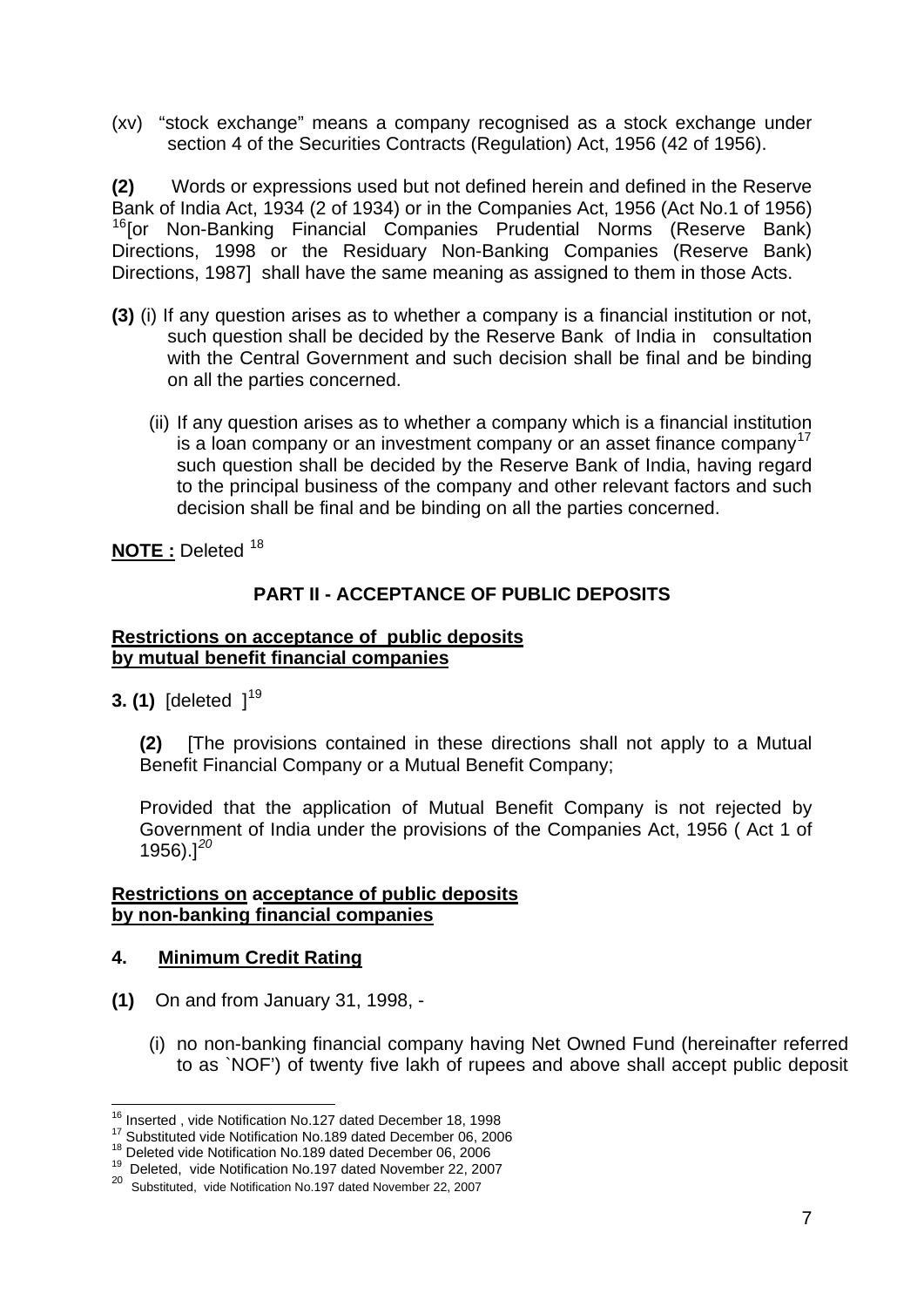(xv) "stock exchange" means a company recognised as a stock exchange under section 4 of the Securities Contracts (Regulation) Act, 1956 (42 of 1956).

**(2)** Words or expressions used but not defined herein and defined in the Reserve Bank of India Act, 1934 (2 of 1934) or in the Companies Act, 1956 (Act No.1 of 1956) [16][or Non-Banking Financial Companies Prudential Norms (Reserve Bank) Directions, 1998 or the Residuary Non-Banking Companies (Reserve Bank) Directions, 1987] shall have the same meaning as assigned to them in those Acts.

**(3)** (i) If any question arises as to whether a company is a financial institution or not, such question shall be decided by the Reserve Bank of India in consultation with the Central Government and such decision shall be final and be binding on all the parties concerned.

(ii) If any question arises as to whether a company which is a financial institution is a loan company or an investment company or an asset finance company[17] such question shall be decided by the Reserve Bank of India, having regard to the principal business of the company and other relevant factors and such decision shall be final and be binding on all the parties concerned.

**NOTE :** Deleted [18]

## PART II - ACCEPTANCE OF PUBLIC DEPOSITS

**Restrictions on acceptance of public deposits by mutual benefit financial companies**

**3. (1)** [deleted ][19]

**(2)** [The provisions contained in these directions shall not apply to a Mutual Benefit Financial Company or a Mutual Benefit Company;

Provided that the application of Mutual Benefit Company is not rejected by Government of India under the provisions of the Companies Act, 1956 ( Act 1 of 1956).][20]

**Restrictions on acceptance of public deposits by non-banking financial companies**

**4. Minimum Credit Rating**

**(1)** On and from January 31, 1998, -

(i) no non-banking financial company having Net Owned Fund (hereinafter referred to as `NOF') of twenty five lakh of rupees and above shall accept public deposit

---

[16] Inserted , vide Notification No.127 dated December 18, 1998

[17] Substituted vide Notification No.189 dated December 06, 2006

[18] Deleted vide Notification No.189 dated December 06, 2006

[19] Deleted, vide Notification No.197 dated November 22, 2007

[20] Substituted, vide Notification No.197 dated November 22, 2007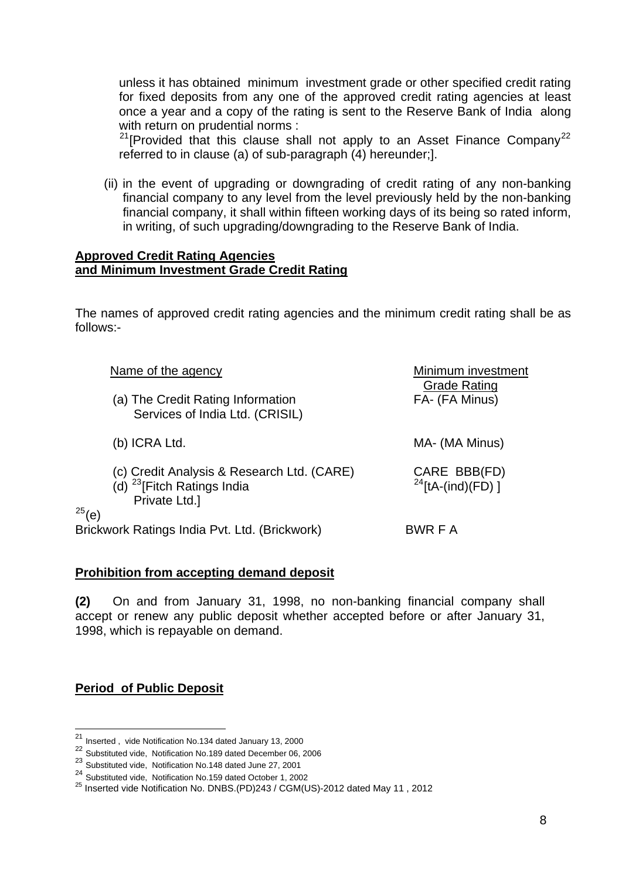unless it has obtained minimum investment grade or other specified credit rating for fixed deposits from any one of the approved credit rating agencies at least once a year and a copy of the rating is sent to the Reserve Bank of India along with return on prudential norms :

[21][Provided that this clause shall not apply to an Asset Finance Company[22] referred to in clause (a) of sub-paragraph (4) hereunder;].

(ii) in the event of upgrading or downgrading of credit rating of any non-banking financial company to any level from the level previously held by the non-banking financial company, it shall within fifteen working days of its being so rated inform, in writing, of such upgrading/downgrading to the Reserve Bank of India.

**Approved Credit Rating Agencies and Minimum Investment Grade Credit Rating**

The names of approved credit rating agencies and the minimum credit rating shall be as follows:-

| Name of the agency | Minimum investment Grade Rating |
|---|---|
| (a) The Credit Rating Information Services of India Ltd. (CRISIL) | FA- (FA Minus) |
| (b) ICRA Ltd. | MA- (MA Minus) |
| (c) Credit Analysis & Research Ltd. (CARE) | CARE BBB(FD) |
| (d) [23][Fitch Ratings India Private Ltd.] | [24][tA-(ind)(FD) ] |
| [25](e) Brickwork Ratings India Pvt. Ltd. (Brickwork) | BWR F A |

**Prohibition from accepting demand deposit**

**(2)** On and from January 31, 1998, no non-banking financial company shall accept or renew any public deposit whether accepted before or after January 31, 1998, which is repayable on demand.

**Period of Public Deposit**

---

[21] Inserted , vide Notification No.134 dated January 13, 2000

[22] Substituted vide, Notification No.189 dated December 06, 2006

[23] Substituted vide, Notification No.148 dated June 27, 2001

[24] Substituted vide, Notification No.159 dated October 1, 2002

[25] Inserted vide Notification No. DNBS.(PD)243 / CGM(US)-2012 dated May 11 , 2012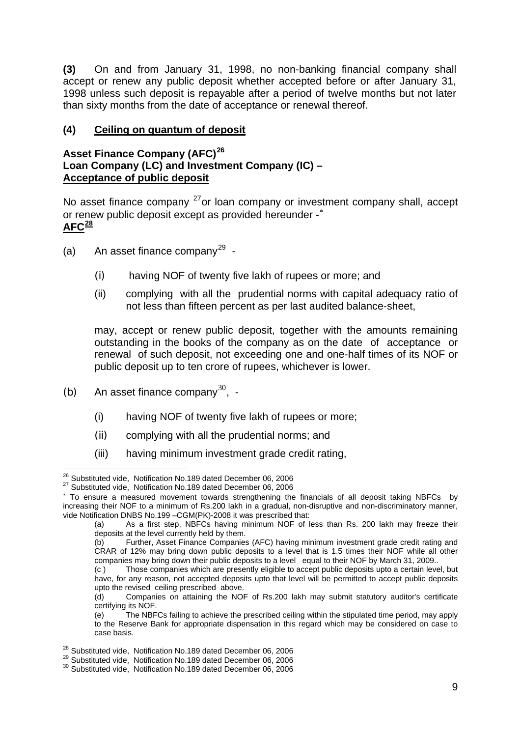**(3)** On and from January 31, 1998, no non-banking financial company shall accept or renew any public deposit whether accepted before or after January 31, 1998 unless such deposit is repayable after a period of twelve months but not later than sixty months from the date of acceptance or renewal thereof.

**(4) <u>Ceiling on quantum of deposit</u>**

**Asset Finance Company (AFC)[26]**
**Loan Company (LC) and Investment Company (IC) –**
**<u>Acceptance of public deposit</u>**

No asset finance company [27]or loan company or investment company shall, accept or renew public deposit except as provided hereunder -[*]

**<u>AFC[28]</u>**

(a) An asset finance company[29] -

   (i) having NOF of twenty five lakh of rupees or more; and

   (ii) complying with all the prudential norms with capital adequacy ratio of not less than fifteen percent as per last audited balance-sheet,

   may, accept or renew public deposit, together with the amounts remaining outstanding in the books of the company as on the date of acceptance or renewal of such deposit, not exceeding one and one-half times of its NOF or public deposit up to ten crore of rupees, whichever is lower.

(b) An asset finance company[30], -

   (i) having NOF of twenty five lakh of rupees or more;

   (ii) complying with all the prudential norms; and

   (iii) having minimum investment grade credit rating,

---

[26] Substituted vide, Notification No.189 dated December 06, 2006

[27] Substituted vide, Notification No.189 dated December 06, 2006

[*] To ensure a measured movement towards strengthening the financials of all deposit taking NBFCs by increasing their NOF to a minimum of Rs.200 lakh in a gradual, non-disruptive and non-discriminatory manner, vide Notification DNBS No.199 –CGM(PK)-2008 it was prescribed that:

(a) As a first step, NBFCs having minimum NOF of less than Rs. 200 lakh may freeze their deposits at the level currently held by them.

(b) Further, Asset Finance Companies (AFC) having minimum investment grade credit rating and CRAR of 12% may bring down public deposits to a level that is 1.5 times their NOF while all other companies may bring down their public deposits to a level equal to their NOF by March 31, 2009..

(c ) Those companies which are presently eligible to accept public deposits upto a certain level, but have, for any reason, not accepted deposits upto that level will be permitted to accept public deposits upto the revised ceiling prescribed above.

(d) Companies on attaining the NOF of Rs.200 lakh may submit statutory auditor's certificate certifying its NOF.

(e) The NBFCs failing to achieve the prescribed ceiling within the stipulated time period, may apply to the Reserve Bank for appropriate dispensation in this regard which may be considered on case to case basis.

[28] Substituted vide, Notification No.189 dated December 06, 2006

[29] Substituted vide, Notification No.189 dated December 06, 2006

[30] Substituted vide, Notification No.189 dated December 06, 2006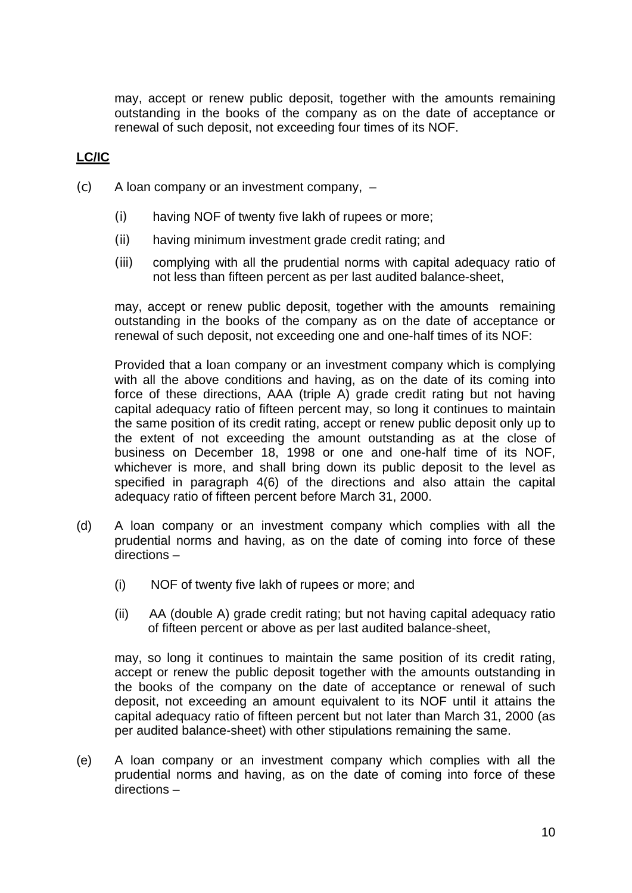may, accept or renew public deposit, together with the amounts remaining outstanding in the books of the company as on the date of acceptance or renewal of such deposit, not exceeding four times of its NOF.

**LC/IC**

(c) A loan company or an investment company, –

(i) having NOF of twenty five lakh of rupees or more;

(ii) having minimum investment grade credit rating; and

(iii) complying with all the prudential norms with capital adequacy ratio of not less than fifteen percent as per last audited balance-sheet,

may, accept or renew public deposit, together with the amounts remaining outstanding in the books of the company as on the date of acceptance or renewal of such deposit, not exceeding one and one-half times of its NOF:

Provided that a loan company or an investment company which is complying with all the above conditions and having, as on the date of its coming into force of these directions, AAA (triple A) grade credit rating but not having capital adequacy ratio of fifteen percent may, so long it continues to maintain the same position of its credit rating, accept or renew public deposit only up to the extent of not exceeding the amount outstanding as at the close of business on December 18, 1998 or one and one-half time of its NOF, whichever is more, and shall bring down its public deposit to the level as specified in paragraph 4(6) of the directions and also attain the capital adequacy ratio of fifteen percent before March 31, 2000.

(d) A loan company or an investment company which complies with all the prudential norms and having, as on the date of coming into force of these directions –

(i) NOF of twenty five lakh of rupees or more; and

(ii) AA (double A) grade credit rating; but not having capital adequacy ratio of fifteen percent or above as per last audited balance-sheet,

may, so long it continues to maintain the same position of its credit rating, accept or renew the public deposit together with the amounts outstanding in the books of the company on the date of acceptance or renewal of such deposit, not exceeding an amount equivalent to its NOF until it attains the capital adequacy ratio of fifteen percent but not later than March 31, 2000 (as per audited balance-sheet) with other stipulations remaining the same.

(e) A loan company or an investment company which complies with all the prudential norms and having, as on the date of coming into force of these directions –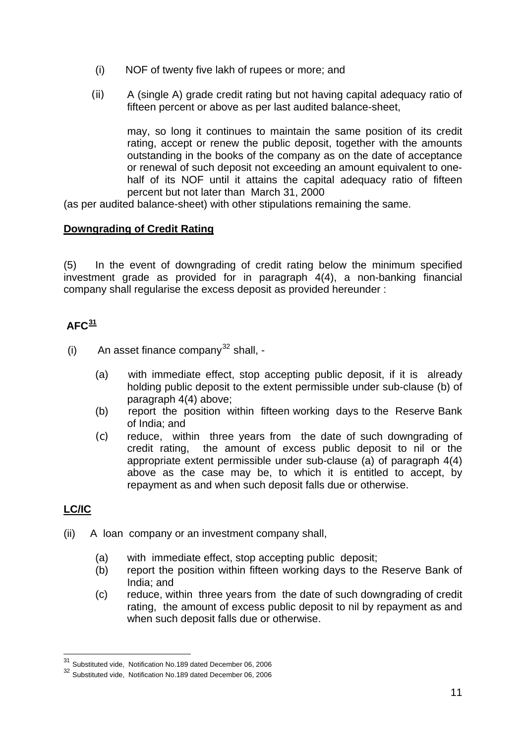(i) NOF of twenty five lakh of rupees or more; and

(ii) A (single A) grade credit rating but not having capital adequacy ratio of fifteen percent or above as per last audited balance-sheet,

may, so long it continues to maintain the same position of its credit rating, accept or renew the public deposit, together with the amounts outstanding in the books of the company as on the date of acceptance or renewal of such deposit not exceeding an amount equivalent to one-half of its NOF until it attains the capital adequacy ratio of fifteen percent but not later than March 31, 2000

(as per audited balance-sheet) with other stipulations remaining the same.

**Downgrading of Credit Rating**

(5) In the event of downgrading of credit rating below the minimum specified investment grade as provided for in paragraph 4(4), a non-banking financial company shall regularise the excess deposit as provided hereunder :

**AFC[31]**

(i) An asset finance company[32] shall, -

(a) with immediate effect, stop accepting public deposit, if it is already holding public deposit to the extent permissible under sub-clause (b) of paragraph 4(4) above;

(b) report the position within fifteen working days to the Reserve Bank of India; and

(c) reduce, within three years from the date of such downgrading of credit rating, the amount of excess public deposit to nil or the appropriate extent permissible under sub-clause (a) of paragraph 4(4) above as the case may be, to which it is entitled to accept, by repayment as and when such deposit falls due or otherwise.

**LC/IC**

(ii) A loan company or an investment company shall,

(a) with immediate effect, stop accepting public deposit;

(b) report the position within fifteen working days to the Reserve Bank of India; and

(c) reduce, within three years from the date of such downgrading of credit rating, the amount of excess public deposit to nil by repayment as and when such deposit falls due or otherwise.

---

[31] Substituted vide, Notification No.189 dated December 06, 2006

[32] Substituted vide, Notification No.189 dated December 06, 2006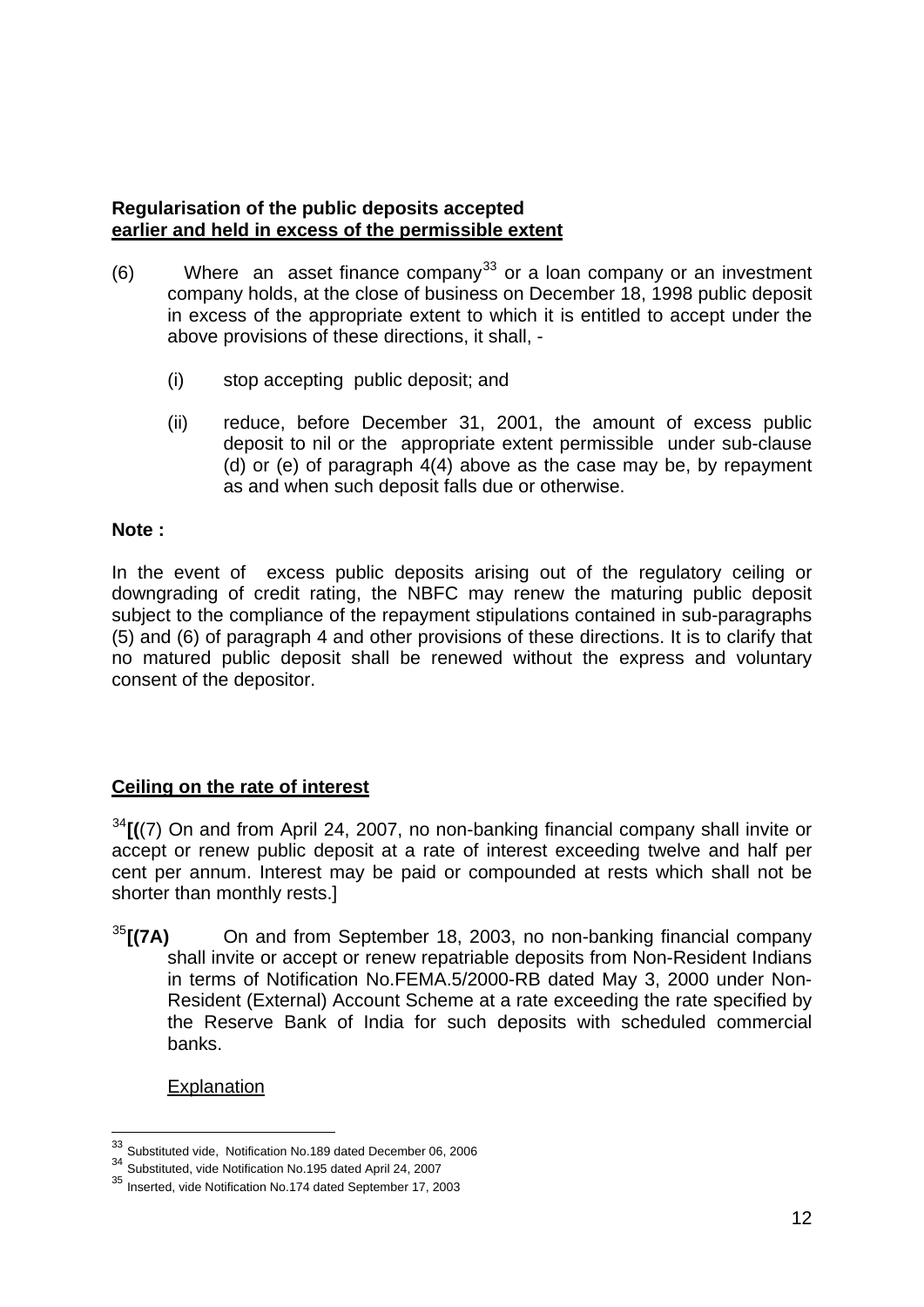**Regularisation of the public deposits accepted**
**earlier and held in excess of the permissible extent**

(6) Where an asset finance company[33] or a loan company or an investment company holds, at the close of business on December 18, 1998 public deposit in excess of the appropriate extent to which it is entitled to accept under the above provisions of these directions, it shall, -

(i) stop accepting public deposit; and

(ii) reduce, before December 31, 2001, the amount of excess public deposit to nil or the appropriate extent permissible under sub-clause (d) or (e) of paragraph 4(4) above as the case may be, by repayment as and when such deposit falls due or otherwise.

**Note :**

In the event of excess public deposits arising out of the regulatory ceiling or downgrading of credit rating, the NBFC may renew the maturing public deposit subject to the compliance of the repayment stipulations contained in sub-paragraphs (5) and (6) of paragraph 4 and other provisions of these directions. It is to clarify that no matured public deposit shall be renewed without the express and voluntary consent of the depositor.

**Ceiling on the rate of interest**

[34]**[(**(7) On and from April 24, 2007, no non-banking financial company shall invite or accept or renew public deposit at a rate of interest exceeding twelve and half per cent per annum. Interest may be paid or compounded at rests which shall not be shorter than monthly rests.]

[35]**[(7A)** On and from September 18, 2003, no non-banking financial company shall invite or accept or renew repatriable deposits from Non-Resident Indians in terms of Notification No.FEMA.5/2000-RB dated May 3, 2000 under Non-Resident (External) Account Scheme at a rate exceeding the rate specified by the Reserve Bank of India for such deposits with scheduled commercial banks.

Explanation

---

[33] Substituted vide, Notification No.189 dated December 06, 2006
[34] Substituted, vide Notification No.195 dated April 24, 2007
[35] Inserted, vide Notification No.174 dated September 17, 2003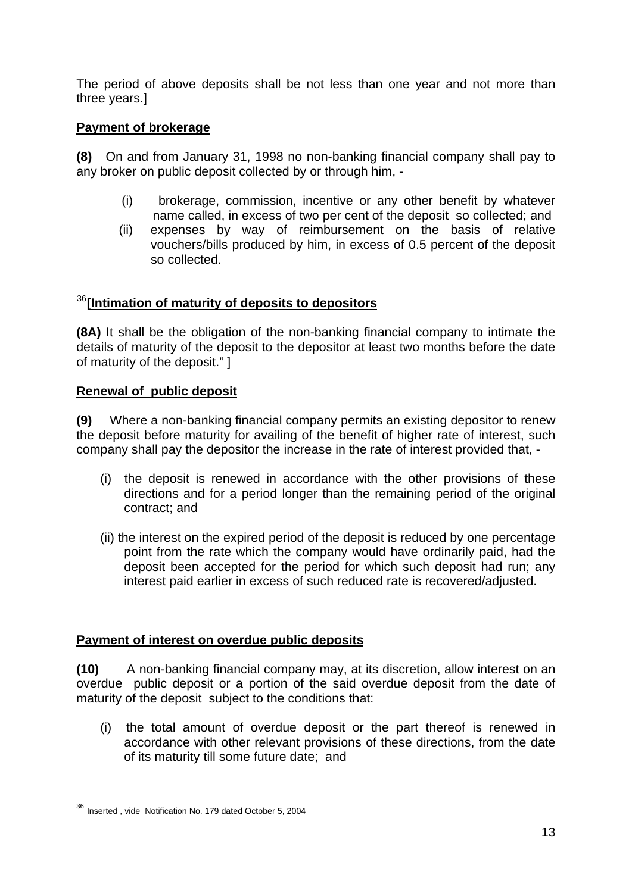The period of above deposits shall be not less than one year and not more than three years.]

**Payment of brokerage**

**(8)** On and from January 31, 1998 no non-banking financial company shall pay to any broker on public deposit collected by or through him, -

(i) brokerage, commission, incentive or any other benefit by whatever name called, in excess of two per cent of the deposit so collected; and

(ii) expenses by way of reimbursement on the basis of relative vouchers/bills produced by him, in excess of 0.5 percent of the deposit so collected.

[36]**[Intimation of maturity of deposits to depositors**

**(8A)** It shall be the obligation of the non-banking financial company to intimate the details of maturity of the deposit to the depositor at least two months before the date of maturity of the deposit." ]

**Renewal of public deposit**

**(9)** Where a non-banking financial company permits an existing depositor to renew the deposit before maturity for availing of the benefit of higher rate of interest, such company shall pay the depositor the increase in the rate of interest provided that, -

(i) the deposit is renewed in accordance with the other provisions of these directions and for a period longer than the remaining period of the original contract; and

(ii) the interest on the expired period of the deposit is reduced by one percentage point from the rate which the company would have ordinarily paid, had the deposit been accepted for the period for which such deposit had run; any interest paid earlier in excess of such reduced rate is recovered/adjusted.

**Payment of interest on overdue public deposits**

**(10)** A non-banking financial company may, at its discretion, allow interest on an overdue public deposit or a portion of the said overdue deposit from the date of maturity of the deposit subject to the conditions that:

(i) the total amount of overdue deposit or the part thereof is renewed in accordance with other relevant provisions of these directions, from the date of its maturity till some future date; and

---

[36] Inserted , vide Notification No. 179 dated October 5, 2004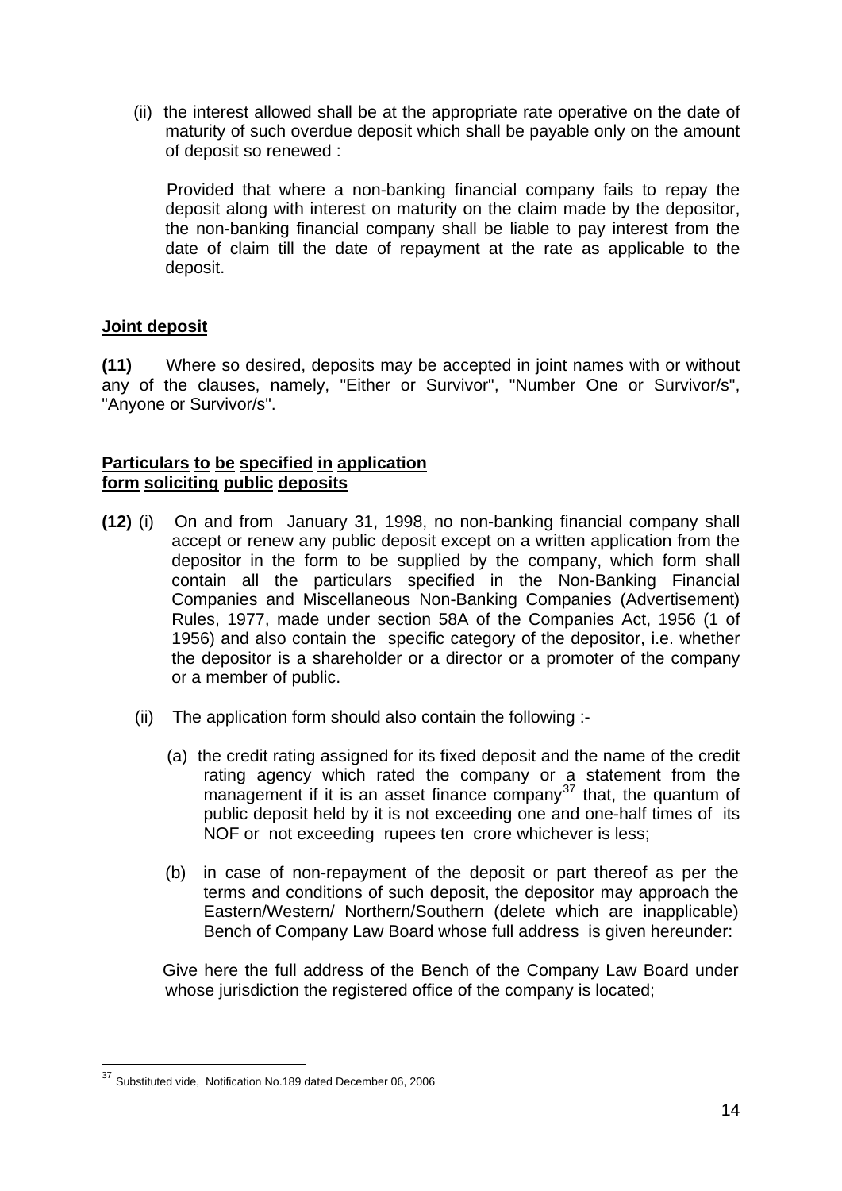(ii) the interest allowed shall be at the appropriate rate operative on the date of maturity of such overdue deposit which shall be payable only on the amount of deposit so renewed :

Provided that where a non-banking financial company fails to repay the deposit along with interest on maturity on the claim made by the depositor, the non-banking financial company shall be liable to pay interest from the date of claim till the date of repayment at the rate as applicable to the deposit.

**Joint deposit**

**(11)** Where so desired, deposits may be accepted in joint names with or without any of the clauses, namely, "Either or Survivor", "Number One or Survivor/s", "Anyone or Survivor/s".

**Particulars to be specified in application form soliciting public deposits**

**(12)** (i) On and from January 31, 1998, no non-banking financial company shall accept or renew any public deposit except on a written application from the depositor in the form to be supplied by the company, which form shall contain all the particulars specified in the Non-Banking Financial Companies and Miscellaneous Non-Banking Companies (Advertisement) Rules, 1977, made under section 58A of the Companies Act, 1956 (1 of 1956) and also contain the specific category of the depositor, i.e. whether the depositor is a shareholder or a director or a promoter of the company or a member of public.

(ii) The application form should also contain the following :-

(a) the credit rating assigned for its fixed deposit and the name of the credit rating agency which rated the company or a statement from the management if it is an asset finance company[37] that, the quantum of public deposit held by it is not exceeding one and one-half times of its NOF or not exceeding rupees ten crore whichever is less;

(b) in case of non-repayment of the deposit or part thereof as per the terms and conditions of such deposit, the depositor may approach the Eastern/Western/ Northern/Southern (delete which are inapplicable) Bench of Company Law Board whose full address is given hereunder:

Give here the full address of the Bench of the Company Law Board under whose jurisdiction the registered office of the company is located;

---

[37] Substituted vide, Notification No.189 dated December 06, 2006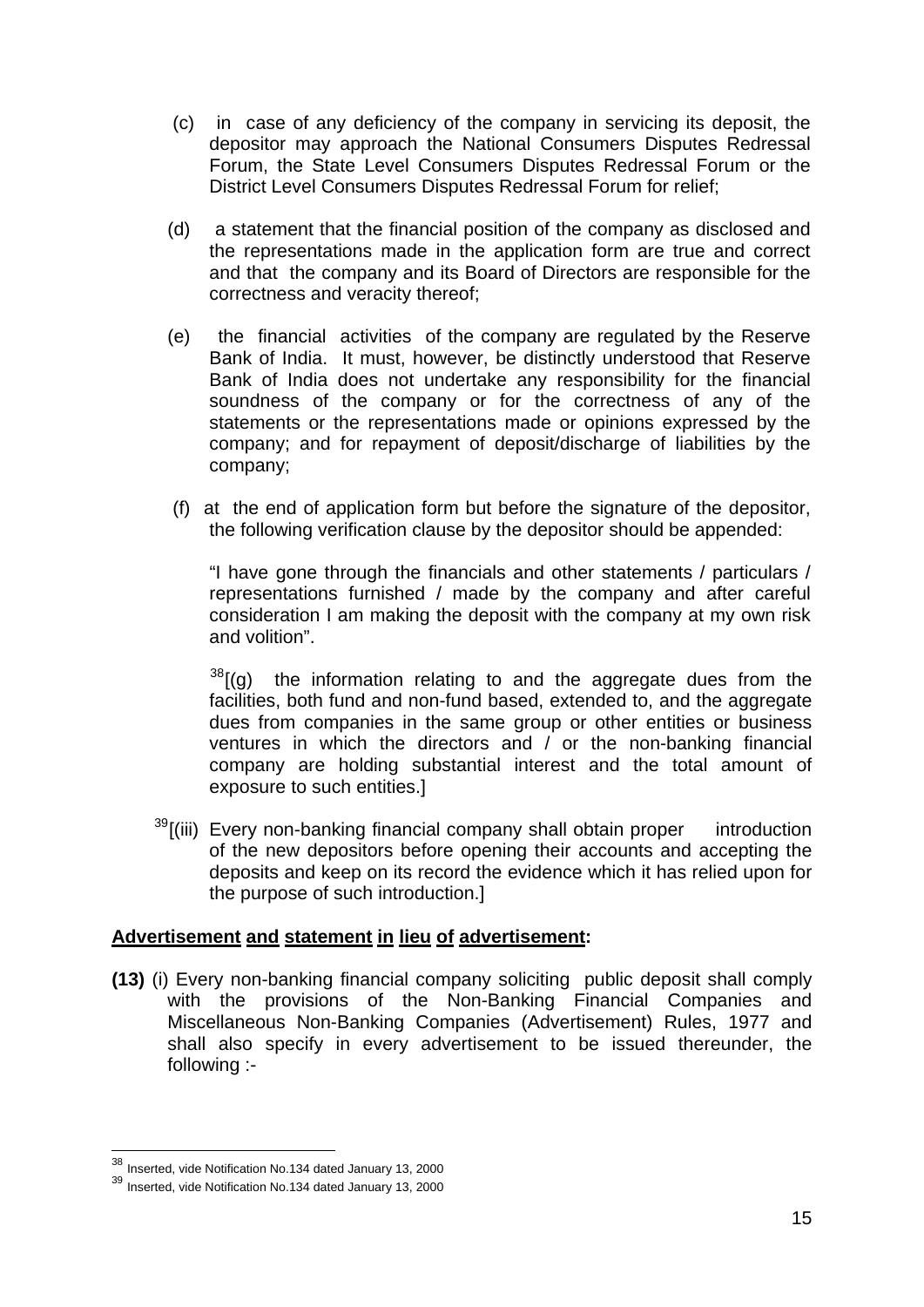(c) in case of any deficiency of the company in servicing its deposit, the depositor may approach the National Consumers Disputes Redressal Forum, the State Level Consumers Disputes Redressal Forum or the District Level Consumers Disputes Redressal Forum for relief;

(d) a statement that the financial position of the company as disclosed and the representations made in the application form are true and correct and that the company and its Board of Directors are responsible for the correctness and veracity thereof;

(e) the financial activities of the company are regulated by the Reserve Bank of India. It must, however, be distinctly understood that Reserve Bank of India does not undertake any responsibility for the financial soundness of the company or for the correctness of any of the statements or the representations made or opinions expressed by the company; and for repayment of deposit/discharge of liabilities by the company;

(f) at the end of application form but before the signature of the depositor, the following verification clause by the depositor should be appended:

"I have gone through the financials and other statements / particulars / representations furnished / made by the company and after careful consideration I am making the deposit with the company at my own risk and volition".

[38][(g) the information relating to and the aggregate dues from the facilities, both fund and non-fund based, extended to, and the aggregate dues from companies in the same group or other entities or business ventures in which the directors and / or the non-banking financial company are holding substantial interest and the total amount of exposure to such entities.]

[39][(iii) Every non-banking financial company shall obtain proper introduction of the new depositors before opening their accounts and accepting the deposits and keep on its record the evidence which it has relied upon for the purpose of such introduction.]

**Advertisement and statement in lieu of advertisement:**

**(13)** (i) Every non-banking financial company soliciting public deposit shall comply with the provisions of the Non-Banking Financial Companies and Miscellaneous Non-Banking Companies (Advertisement) Rules, 1977 and shall also specify in every advertisement to be issued thereunder, the following :-

---

[38] Inserted, vide Notification No.134 dated January 13, 2000

[39] Inserted, vide Notification No.134 dated January 13, 2000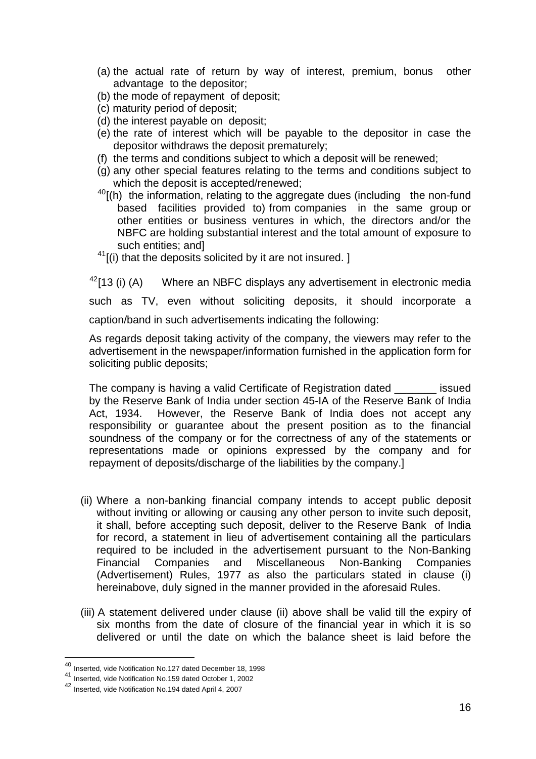(a) the actual rate of return by way of interest, premium, bonus other advantage to the depositor;
(b) the mode of repayment of deposit;
(c) maturity period of deposit;
(d) the interest payable on deposit;
(e) the rate of interest which will be payable to the depositor in case the depositor withdraws the deposit prematurely;
(f) the terms and conditions subject to which a deposit will be renewed;
(g) any other special features relating to the terms and conditions subject to which the deposit is accepted/renewed;
[40][(h) the information, relating to the aggregate dues (including the non-fund based facilities provided to) from companies in the same group or other entities or business ventures in which, the directors and/or the NBFC are holding substantial interest and the total amount of exposure to such entities; and]
[41][(i) that the deposits solicited by it are not insured. ]

[42][13 (i) (A) Where an NBFC displays any advertisement in electronic media such as TV, even without soliciting deposits, it should incorporate a caption/band in such advertisements indicating the following:

As regards deposit taking activity of the company, the viewers may refer to the advertisement in the newspaper/information furnished in the application form for soliciting public deposits;

The company is having a valid Certificate of Registration dated _______ issued by the Reserve Bank of India under section 45-IA of the Reserve Bank of India Act, 1934. However, the Reserve Bank of India does not accept any responsibility or guarantee about the present position as to the financial soundness of the company or for the correctness of any of the statements or representations made or opinions expressed by the company and for repayment of deposits/discharge of the liabilities by the company.]

(ii) Where a non-banking financial company intends to accept public deposit without inviting or allowing or causing any other person to invite such deposit, it shall, before accepting such deposit, deliver to the Reserve Bank of India for record, a statement in lieu of advertisement containing all the particulars required to be included in the advertisement pursuant to the Non-Banking Financial Companies and Miscellaneous Non-Banking Companies (Advertisement) Rules, 1977 as also the particulars stated in clause (i) hereinabove, duly signed in the manner provided in the aforesaid Rules.

(iii) A statement delivered under clause (ii) above shall be valid till the expiry of six months from the date of closure of the financial year in which it is so delivered or until the date on which the balance sheet is laid before the

---

[40] Inserted, vide Notification No.127 dated December 18, 1998
[41] Inserted, vide Notification No.159 dated October 1, 2002
[42] Inserted, vide Notification No.194 dated April 4, 2007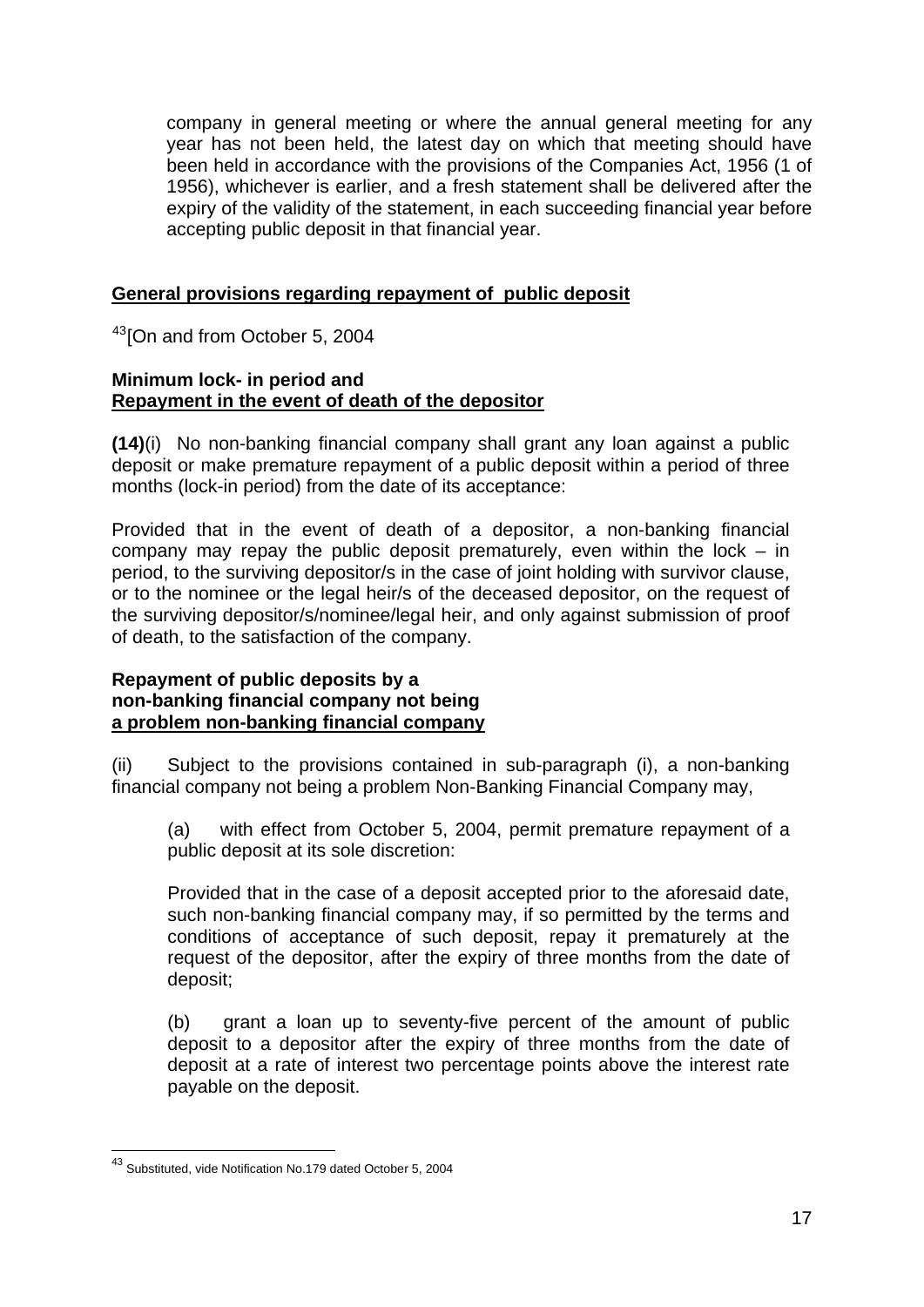company in general meeting or where the annual general meeting for any year has not been held, the latest day on which that meeting should have been held in accordance with the provisions of the Companies Act, 1956 (1 of 1956), whichever is earlier, and a fresh statement shall be delivered after the expiry of the validity of the statement, in each succeeding financial year before accepting public deposit in that financial year.

**General provisions regarding repayment of public deposit**

[43][On and from October 5, 2004

**Minimum lock- in period and**
**Repayment in the event of death of the depositor**

**(14)**(i) No non-banking financial company shall grant any loan against a public deposit or make premature repayment of a public deposit within a period of three months (lock-in period) from the date of its acceptance:

Provided that in the event of death of a depositor, a non-banking financial company may repay the public deposit prematurely, even within the lock – in period, to the surviving depositor/s in the case of joint holding with survivor clause, or to the nominee or the legal heir/s of the deceased depositor, on the request of the surviving depositor/s/nominee/legal heir, and only against submission of proof of death, to the satisfaction of the company.

**Repayment of public deposits by a**
**non-banking financial company not being**
**a problem non-banking financial company**

(ii) Subject to the provisions contained in sub-paragraph (i), a non-banking financial company not being a problem Non-Banking Financial Company may,

(a) with effect from October 5, 2004, permit premature repayment of a public deposit at its sole discretion:

Provided that in the case of a deposit accepted prior to the aforesaid date, such non-banking financial company may, if so permitted by the terms and conditions of acceptance of such deposit, repay it prematurely at the request of the depositor, after the expiry of three months from the date of deposit;

(b) grant a loan up to seventy-five percent of the amount of public deposit to a depositor after the expiry of three months from the date of deposit at a rate of interest two percentage points above the interest rate payable on the deposit.

[43] Substituted, vide Notification No.179 dated October 5, 2004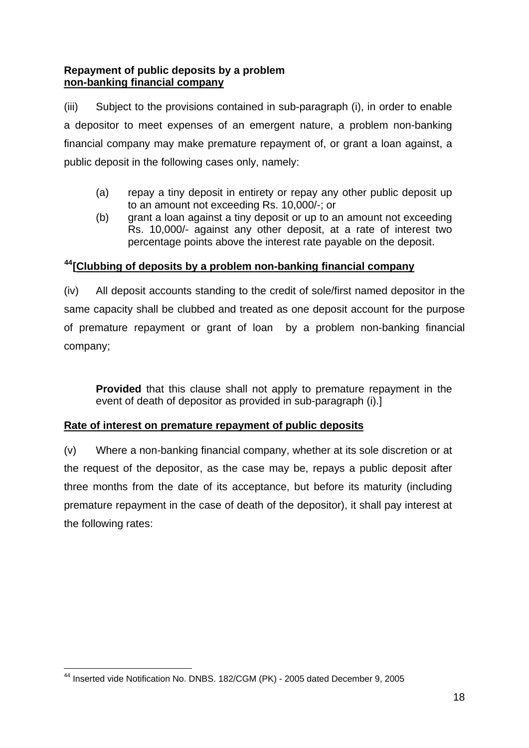**Repayment of public deposits by a problem non-banking financial company**

(iii) Subject to the provisions contained in sub-paragraph (i), in order to enable a depositor to meet expenses of an emergent nature, a problem non-banking financial company may make premature repayment of, or grant a loan against, a public deposit in the following cases only, namely:

- (a) repay a tiny deposit in entirety or repay any other public deposit up to an amount not exceeding Rs. 10,000/-; or
- (b) grant a loan against a tiny deposit or up to an amount not exceeding Rs. 10,000/- against any other deposit, at a rate of interest two percentage points above the interest rate payable on the deposit.

[44][**Clubbing of deposits by a problem non-banking financial company**

(iv) All deposit accounts standing to the credit of sole/first named depositor in the same capacity shall be clubbed and treated as one deposit account for the purpose of premature repayment or grant of loan by a problem non-banking financial company;

> **Provided** that this clause shall not apply to premature repayment in the event of death of depositor as provided in sub-paragraph (i).]

**Rate of interest on premature repayment of public deposits**

(v) Where a non-banking financial company, whether at its sole discretion or at the request of the depositor, as the case may be, repays a public deposit after three months from the date of its acceptance, but before its maturity (including premature repayment in the case of death of the depositor), it shall pay interest at the following rates:

---

[44] Inserted vide Notification No. DNBS. 182/CGM (PK) - 2005 dated December 9, 2005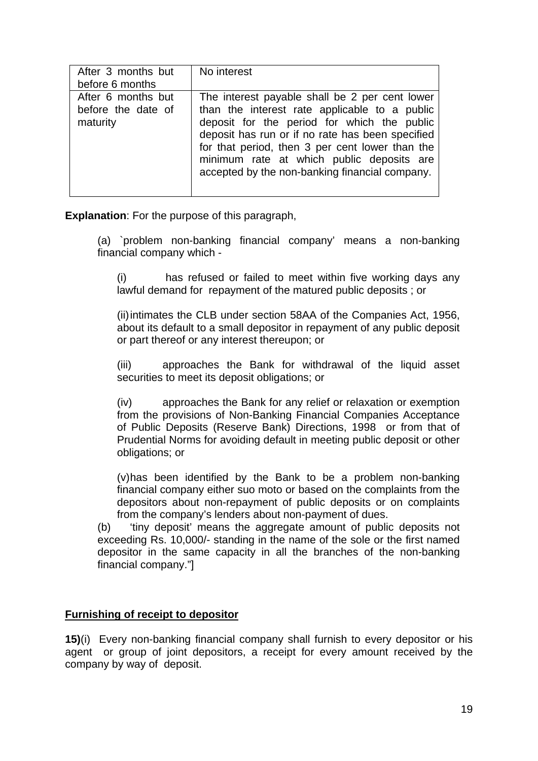| | |
|---|---|
| After 3 months but before 6 months | No interest |
| After 6 months but before the date of maturity | The interest payable shall be 2 per cent lower than the interest rate applicable to a public deposit for the period for which the public deposit has run or if no rate has been specified for that period, then 3 per cent lower than the minimum rate at which public deposits are accepted by the non-banking financial company. |

**Explanation**: For the purpose of this paragraph,

(a) `problem non-banking financial company' means a non-banking financial company which -

(i) has refused or failed to meet within five working days any lawful demand for repayment of the matured public deposits ; or

(ii) intimates the CLB under section 58AA of the Companies Act, 1956, about its default to a small depositor in repayment of any public deposit or part thereof or any interest thereupon; or

(iii) approaches the Bank for withdrawal of the liquid asset securities to meet its deposit obligations; or

(iv) approaches the Bank for any relief or relaxation or exemption from the provisions of Non-Banking Financial Companies Acceptance of Public Deposits (Reserve Bank) Directions, 1998 or from that of Prudential Norms for avoiding default in meeting public deposit or other obligations; or

(v) has been identified by the Bank to be a problem non-banking financial company either suo moto or based on the complaints from the depositors about non-repayment of public deposits or on complaints from the company's lenders about non-payment of dues.

(b) 'tiny deposit' means the aggregate amount of public deposits not exceeding Rs. 10,000/- standing in the name of the sole or the first named depositor in the same capacity in all the branches of the non-banking financial company."]

**Furnishing of receipt to depositor**

**15)**(i) Every non-banking financial company shall furnish to every depositor or his agent or group of joint depositors, a receipt for every amount received by the company by way of deposit.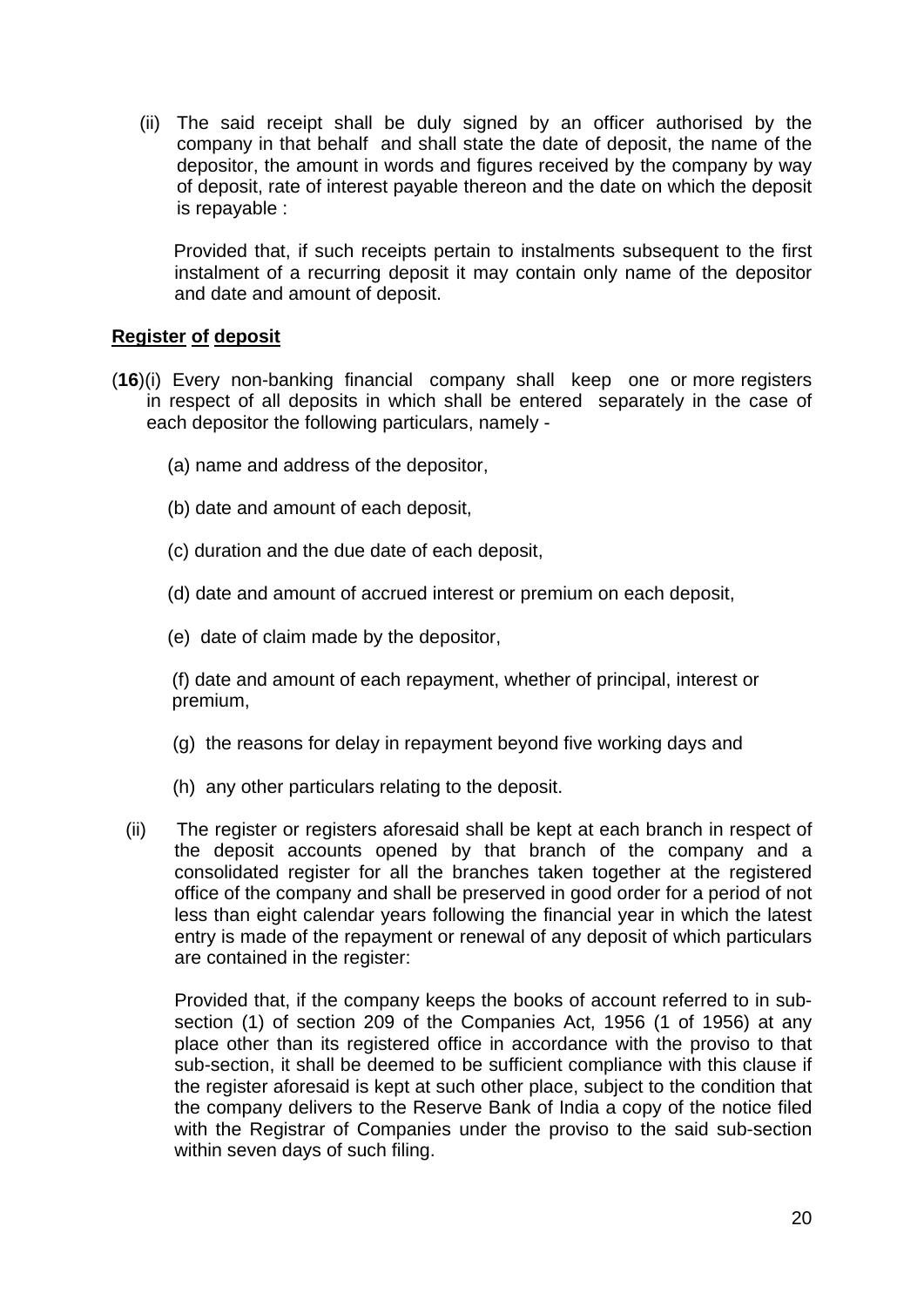(ii) The said receipt shall be duly signed by an officer authorised by the company in that behalf and shall state the date of deposit, the name of the depositor, the amount in words and figures received by the company by way of deposit, rate of interest payable thereon and the date on which the deposit is repayable :

Provided that, if such receipts pertain to instalments subsequent to the first instalment of a recurring deposit it may contain only name of the depositor and date and amount of deposit.

**Register of deposit**

(**16**)(i) Every non-banking financial company shall keep one or more registers in respect of all deposits in which shall be entered separately in the case of each depositor the following particulars, namely -

(a) name and address of the depositor,

(b) date and amount of each deposit,

(c) duration and the due date of each deposit,

(d) date and amount of accrued interest or premium on each deposit,

(e) date of claim made by the depositor,

(f) date and amount of each repayment, whether of principal, interest or premium,

(g) the reasons for delay in repayment beyond five working days and

(h) any other particulars relating to the deposit.

(ii) The register or registers aforesaid shall be kept at each branch in respect of the deposit accounts opened by that branch of the company and a consolidated register for all the branches taken together at the registered office of the company and shall be preserved in good order for a period of not less than eight calendar years following the financial year in which the latest entry is made of the repayment or renewal of any deposit of which particulars are contained in the register:

Provided that, if the company keeps the books of account referred to in sub-section (1) of section 209 of the Companies Act, 1956 (1 of 1956) at any place other than its registered office in accordance with the proviso to that sub-section, it shall be deemed to be sufficient compliance with this clause if the register aforesaid is kept at such other place, subject to the condition that the company delivers to the Reserve Bank of India a copy of the notice filed with the Registrar of Companies under the proviso to the said sub-section within seven days of such filing.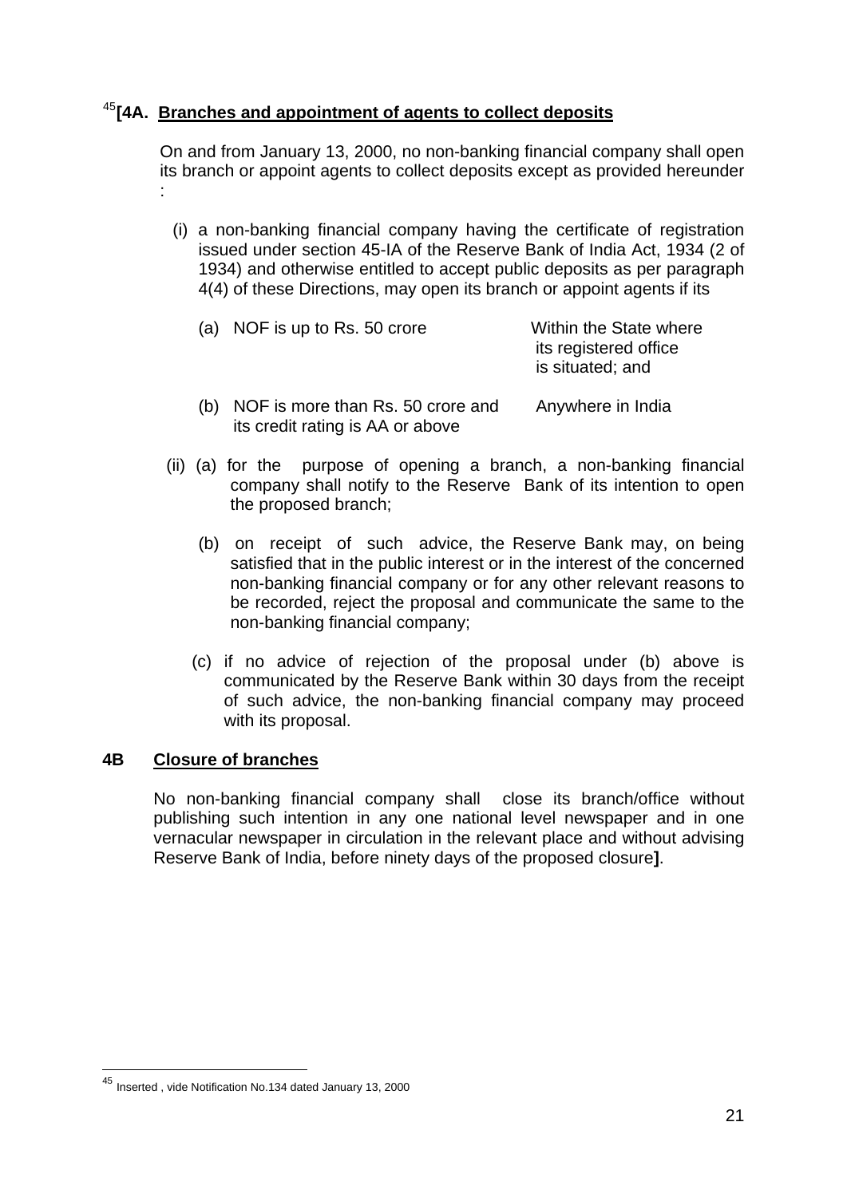[45][4A. **Branches and appointment of agents to collect deposits**

On and from January 13, 2000, no non-banking financial company shall open its branch or appoint agents to collect deposits except as provided hereunder :

(i) a non-banking financial company having the certificate of registration issued under section 45-IA of the Reserve Bank of India Act, 1934 (2 of 1934) and otherwise entitled to accept public deposits as per paragraph 4(4) of these Directions, may open its branch or appoint agents if its

| | |
|---|---|
| (a) NOF is up to Rs. 50 crore | Within the State where its registered office is situated; and |
| (b) NOF is more than Rs. 50 crore and its credit rating is AA or above | Anywhere in India |

(ii) (a) for the purpose of opening a branch, a non-banking financial company shall notify to the Reserve Bank of its intention to open the proposed branch;

(b) on receipt of such advice, the Reserve Bank may, on being satisfied that in the public interest or in the interest of the concerned non-banking financial company or for any other relevant reasons to be recorded, reject the proposal and communicate the same to the non-banking financial company;

(c) if no advice of rejection of the proposal under (b) above is communicated by the Reserve Bank within 30 days from the receipt of such advice, the non-banking financial company may proceed with its proposal.

**4B Closure of branches**

No non-banking financial company shall close its branch/office without publishing such intention in any one national level newspaper and in one vernacular newspaper in circulation in the relevant place and without advising Reserve Bank of India, before ninety days of the proposed closure**]**.

---

[45] Inserted , vide Notification No.134 dated January 13, 2000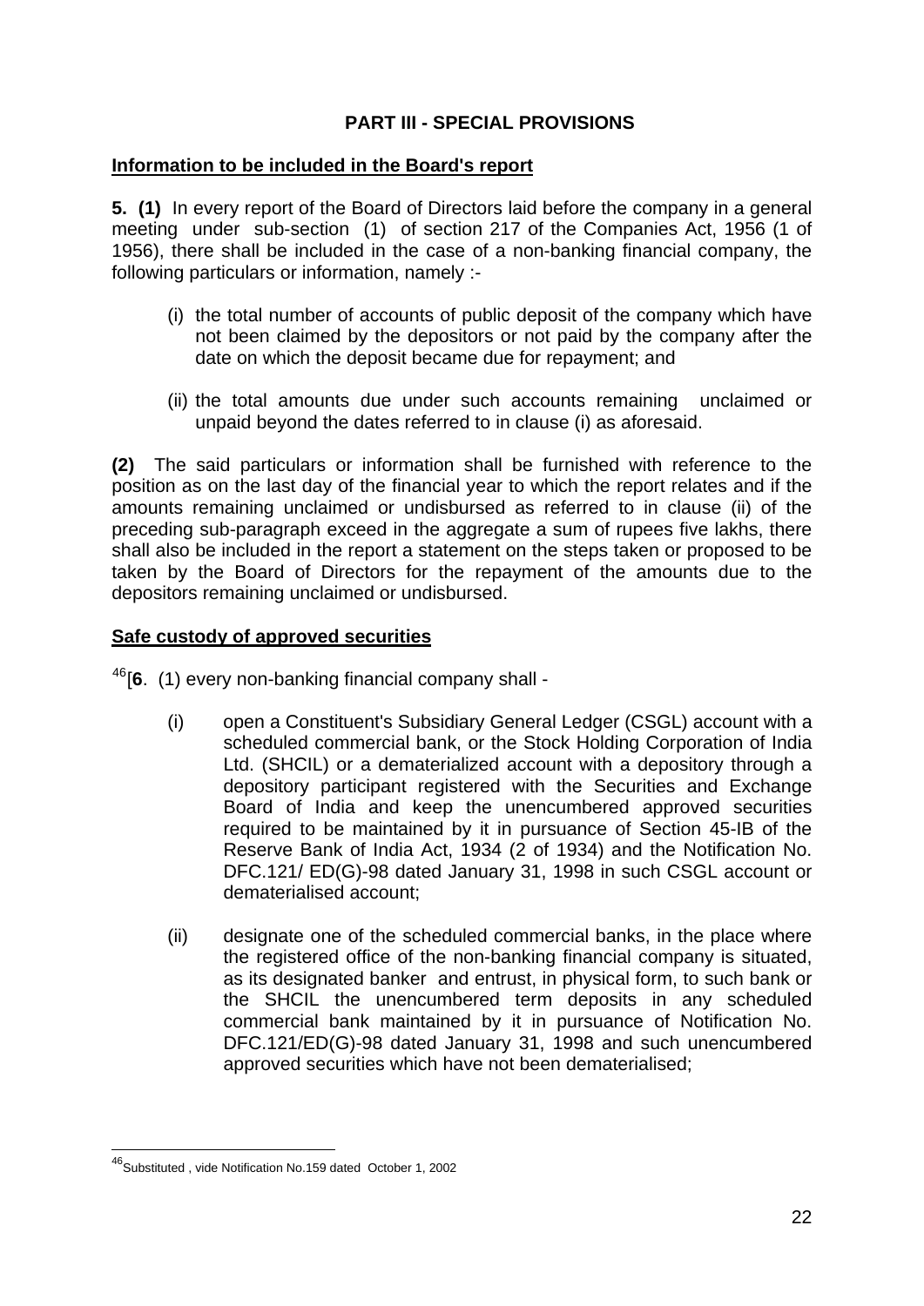## PART III - SPECIAL PROVISIONS

**Information to be included in the Board's report**

**5. (1)** In every report of the Board of Directors laid before the company in a general meeting under sub-section (1) of section 217 of the Companies Act, 1956 (1 of 1956), there shall be included in the case of a non-banking financial company, the following particulars or information, namely :-

(i) the total number of accounts of public deposit of the company which have not been claimed by the depositors or not paid by the company after the date on which the deposit became due for repayment; and

(ii) the total amounts due under such accounts remaining unclaimed or unpaid beyond the dates referred to in clause (i) as aforesaid.

**(2)** The said particulars or information shall be furnished with reference to the position as on the last day of the financial year to which the report relates and if the amounts remaining unclaimed or undisbursed as referred to in clause (ii) of the preceding sub-paragraph exceed in the aggregate a sum of rupees five lakhs, there shall also be included in the report a statement on the steps taken or proposed to be taken by the Board of Directors for the repayment of the amounts due to the depositors remaining unclaimed or undisbursed.

**Safe custody of approved securities**

[46][**6**. (1) every non-banking financial company shall -

(i) open a Constituent's Subsidiary General Ledger (CSGL) account with a scheduled commercial bank, or the Stock Holding Corporation of India Ltd. (SHCIL) or a dematerialized account with a depository through a depository participant registered with the Securities and Exchange Board of India and keep the unencumbered approved securities required to be maintained by it in pursuance of Section 45-IB of the Reserve Bank of India Act, 1934 (2 of 1934) and the Notification No. DFC.121/ ED(G)-98 dated January 31, 1998 in such CSGL account or dematerialised account;

(ii) designate one of the scheduled commercial banks, in the place where the registered office of the non-banking financial company is situated, as its designated banker and entrust, in physical form, to such bank or the SHCIL the unencumbered term deposits in any scheduled commercial bank maintained by it in pursuance of Notification No. DFC.121/ED(G)-98 dated January 31, 1998 and such unencumbered approved securities which have not been dematerialised;

---

[46] Substituted , vide Notification No.159 dated October 1, 2002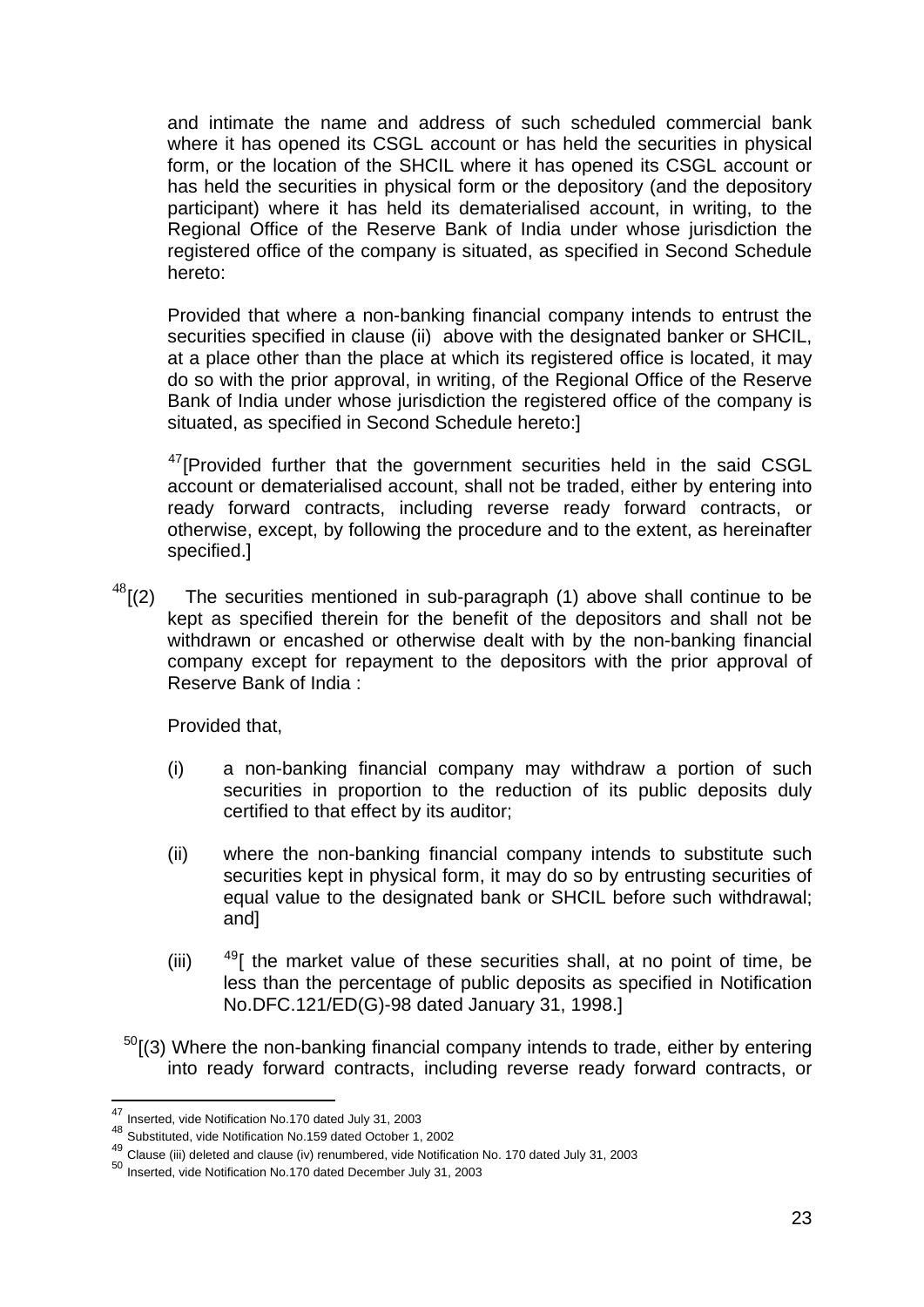and intimate the name and address of such scheduled commercial bank where it has opened its CSGL account or has held the securities in physical form, or the location of the SHCIL where it has opened its CSGL account or has held the securities in physical form or the depository (and the depository participant) where it has held its dematerialised account, in writing, to the Regional Office of the Reserve Bank of India under whose jurisdiction the registered office of the company is situated, as specified in Second Schedule hereto:

Provided that where a non-banking financial company intends to entrust the securities specified in clause (ii) above with the designated banker or SHCIL, at a place other than the place at which its registered office is located, it may do so with the prior approval, in writing, of the Regional Office of the Reserve Bank of India under whose jurisdiction the registered office of the company is situated, as specified in Second Schedule hereto:]

[47][Provided further that the government securities held in the said CSGL account or dematerialised account, shall not be traded, either by entering into ready forward contracts, including reverse ready forward contracts, or otherwise, except, by following the procedure and to the extent, as hereinafter specified.]

[48][(2) The securities mentioned in sub-paragraph (1) above shall continue to be kept as specified therein for the benefit of the depositors and shall not be withdrawn or encashed or otherwise dealt with by the non-banking financial company except for repayment to the depositors with the prior approval of Reserve Bank of India :

Provided that,

(i) a non-banking financial company may withdraw a portion of such securities in proportion to the reduction of its public deposits duly certified to that effect by its auditor;

(ii) where the non-banking financial company intends to substitute such securities kept in physical form, it may do so by entrusting securities of equal value to the designated bank or SHCIL before such withdrawal; and]

(iii) [49][ the market value of these securities shall, at no point of time, be less than the percentage of public deposits as specified in Notification No.DFC.121/ED(G)-98 dated January 31, 1998.]

[50][(3) Where the non-banking financial company intends to trade, either by entering into ready forward contracts, including reverse ready forward contracts, or

---

[47] Inserted, vide Notification No.170 dated July 31, 2003
[48] Substituted, vide Notification No.159 dated October 1, 2002
[49] Clause (iii) deleted and clause (iv) renumbered, vide Notification No. 170 dated July 31, 2003
[50] Inserted, vide Notification No.170 dated December July 31, 2003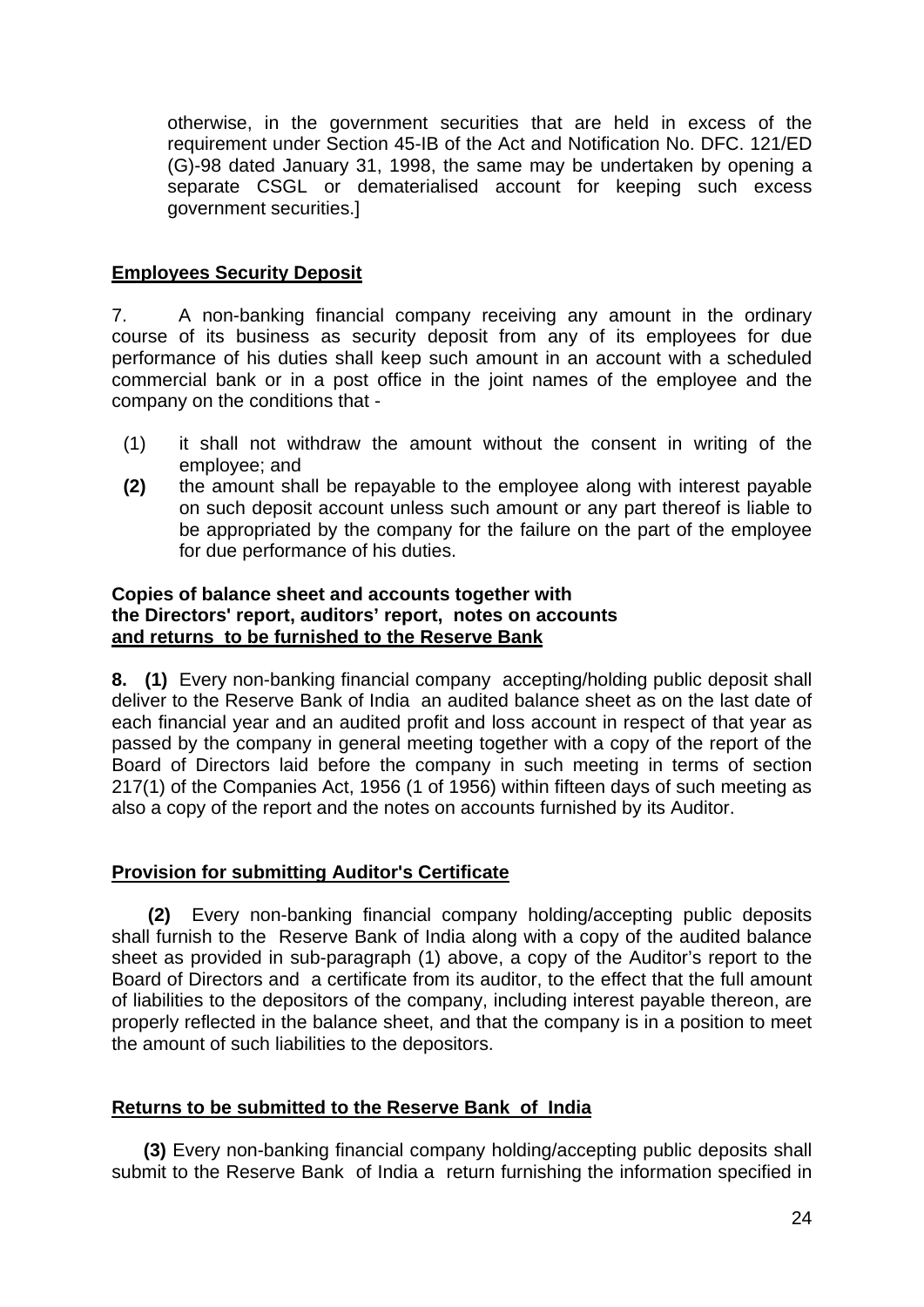otherwise, in the government securities that are held in excess of the requirement under Section 45-IB of the Act and Notification No. DFC. 121/ED (G)-98 dated January 31, 1998, the same may be undertaken by opening a separate CSGL or dematerialised account for keeping such excess government securities.]

## Employees Security Deposit

7. A non-banking financial company receiving any amount in the ordinary course of its business as security deposit from any of its employees for due performance of his duties shall keep such amount in an account with a scheduled commercial bank or in a post office in the joint names of the employee and the company on the conditions that -

(1) it shall not withdraw the amount without the consent in writing of the employee; and

**(2)** the amount shall be repayable to the employee along with interest payable on such deposit account unless such amount or any part thereof is liable to be appropriated by the company for the failure on the part of the employee for due performance of his duties.

## Copies of balance sheet and accounts together with the Directors' report, auditors' report, notes on accounts and returns to be furnished to the Reserve Bank

**8. (1)** Every non-banking financial company accepting/holding public deposit shall deliver to the Reserve Bank of India an audited balance sheet as on the last date of each financial year and an audited profit and loss account in respect of that year as passed by the company in general meeting together with a copy of the report of the Board of Directors laid before the company in such meeting in terms of section 217(1) of the Companies Act, 1956 (1 of 1956) within fifteen days of such meeting as also a copy of the report and the notes on accounts furnished by its Auditor.

## Provision for submitting Auditor's Certificate

**(2)** Every non-banking financial company holding/accepting public deposits shall furnish to the Reserve Bank of India along with a copy of the audited balance sheet as provided in sub-paragraph (1) above, a copy of the Auditor's report to the Board of Directors and a certificate from its auditor, to the effect that the full amount of liabilities to the depositors of the company, including interest payable thereon, are properly reflected in the balance sheet, and that the company is in a position to meet the amount of such liabilities to the depositors.

## Returns to be submitted to the Reserve Bank of India

**(3)** Every non-banking financial company holding/accepting public deposits shall submit to the Reserve Bank of India a return furnishing the information specified in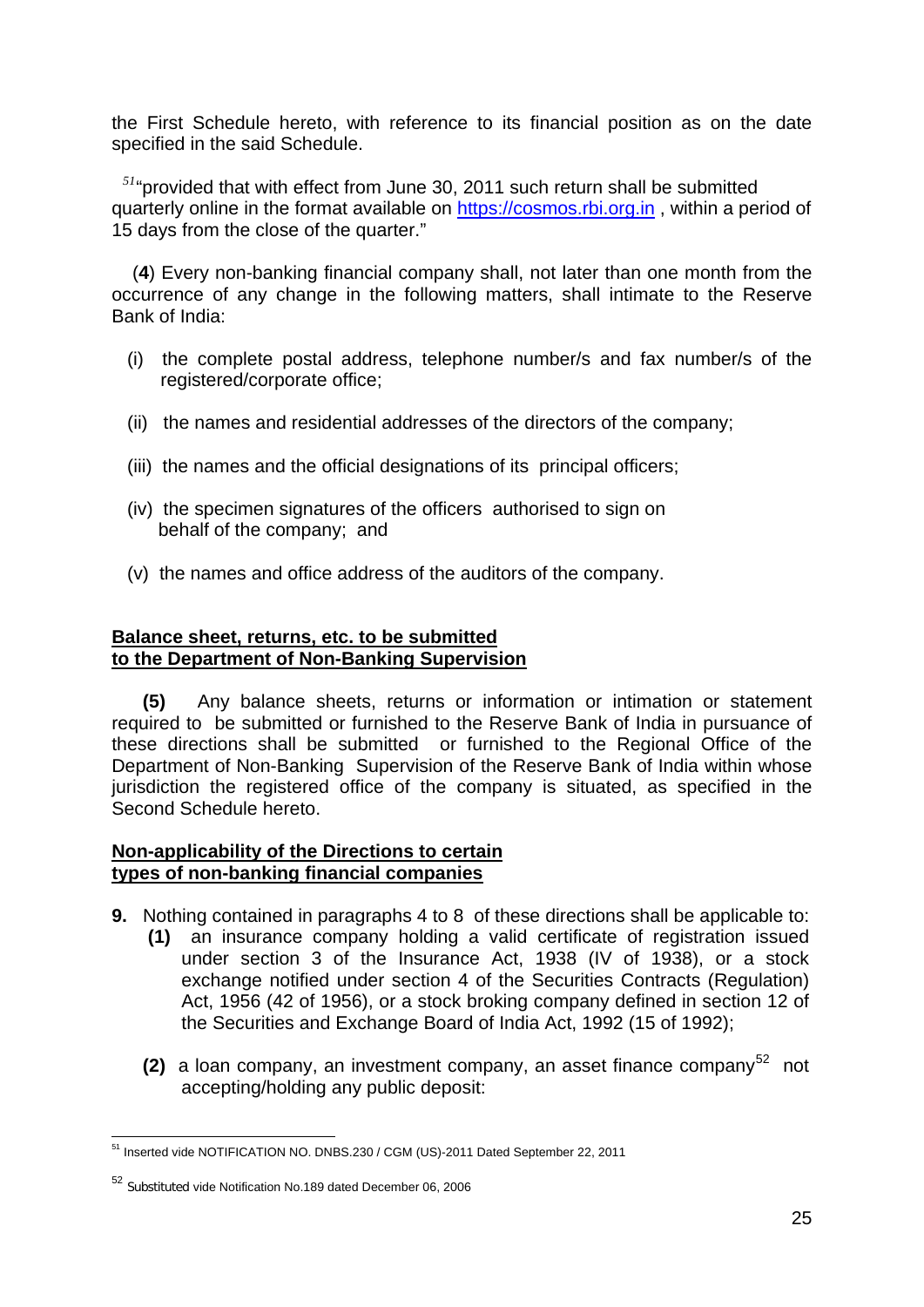the First Schedule hereto, with reference to its financial position as on the date specified in the said Schedule.

[51]"provided that with effect from June 30, 2011 such return shall be submitted quarterly online in the format available on https://cosmos.rbi.org.in , within a period of 15 days from the close of the quarter."

(**4**) Every non-banking financial company shall, not later than one month from the occurrence of any change in the following matters, shall intimate to the Reserve Bank of India:

(i) the complete postal address, telephone number/s and fax number/s of the registered/corporate office;

(ii) the names and residential addresses of the directors of the company;

(iii) the names and the official designations of its principal officers;

(iv) the specimen signatures of the officers authorised to sign on behalf of the company; and

(v) the names and office address of the auditors of the company.

**<u>Balance sheet, returns, etc. to be submitted to the Department of Non-Banking Supervision</u>**

**(5)** Any balance sheets, returns or information or intimation or statement required to be submitted or furnished to the Reserve Bank of India in pursuance of these directions shall be submitted or furnished to the Regional Office of the Department of Non-Banking Supervision of the Reserve Bank of India within whose jurisdiction the registered office of the company is situated, as specified in the Second Schedule hereto.

**<u>Non-applicability of the Directions to certain types of non-banking financial companies</u>**

**9.** Nothing contained in paragraphs 4 to 8 of these directions shall be applicable to:

**(1)** an insurance company holding a valid certificate of registration issued under section 3 of the Insurance Act, 1938 (IV of 1938), or a stock exchange notified under section 4 of the Securities Contracts (Regulation) Act, 1956 (42 of 1956), or a stock broking company defined in section 12 of the Securities and Exchange Board of India Act, 1992 (15 of 1992);

**(2)** a loan company, an investment company, an asset finance company[52] not accepting/holding any public deposit:

---

[51] Inserted vide NOTIFICATION NO. DNBS.230 / CGM (US)-2011 Dated September 22, 2011

[52] Substituted vide Notification No.189 dated December 06, 2006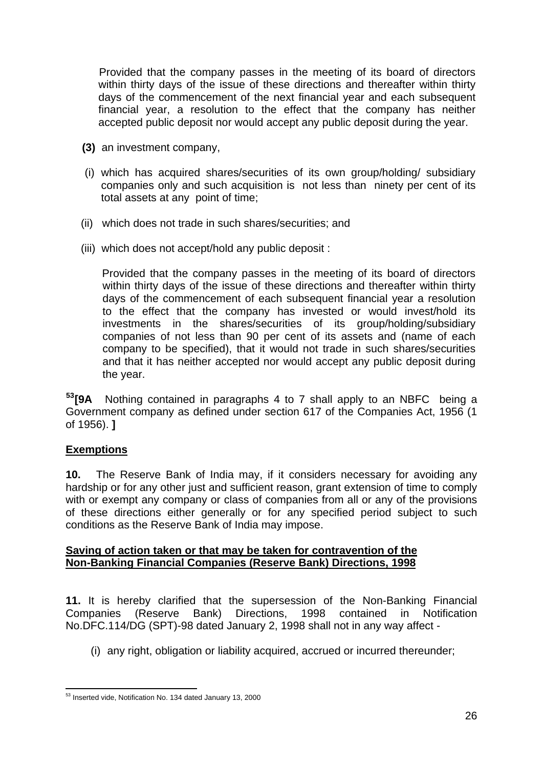Provided that the company passes in the meeting of its board of directors within thirty days of the issue of these directions and thereafter within thirty days of the commencement of the next financial year and each subsequent financial year, a resolution to the effect that the company has neither accepted public deposit nor would accept any public deposit during the year.

**(3)** an investment company,

(i) which has acquired shares/securities of its own group/holding/ subsidiary companies only and such acquisition is not less than ninety per cent of its total assets at any point of time;

(ii) which does not trade in such shares/securities; and

(iii) which does not accept/hold any public deposit :

Provided that the company passes in the meeting of its board of directors within thirty days of the issue of these directions and thereafter within thirty days of the commencement of each subsequent financial year a resolution to the effect that the company has invested or would invest/hold its investments in the shares/securities of its group/holding/subsidiary companies of not less than 90 per cent of its assets and (name of each company to be specified), that it would not trade in such shares/securities and that it has neither accepted nor would accept any public deposit during the year.

[53]**[9A** Nothing contained in paragraphs 4 to 7 shall apply to an NBFC being a Government company as defined under section 617 of the Companies Act, 1956 (1 of 1956). **]**

## Exemptions

**10.** The Reserve Bank of India may, if it considers necessary for avoiding any hardship or for any other just and sufficient reason, grant extension of time to comply with or exempt any company or class of companies from all or any of the provisions of these directions either generally or for any specified period subject to such conditions as the Reserve Bank of India may impose.

## Saving of action taken or that may be taken for contravention of the Non-Banking Financial Companies (Reserve Bank) Directions, 1998

**11.** It is hereby clarified that the supersession of the Non-Banking Financial Companies (Reserve Bank) Directions, 1998 contained in Notification No.DFC.114/DG (SPT)-98 dated January 2, 1998 shall not in any way affect -

(i) any right, obligation or liability acquired, accrued or incurred thereunder;

---

[53] Inserted vide, Notification No. 134 dated January 13, 2000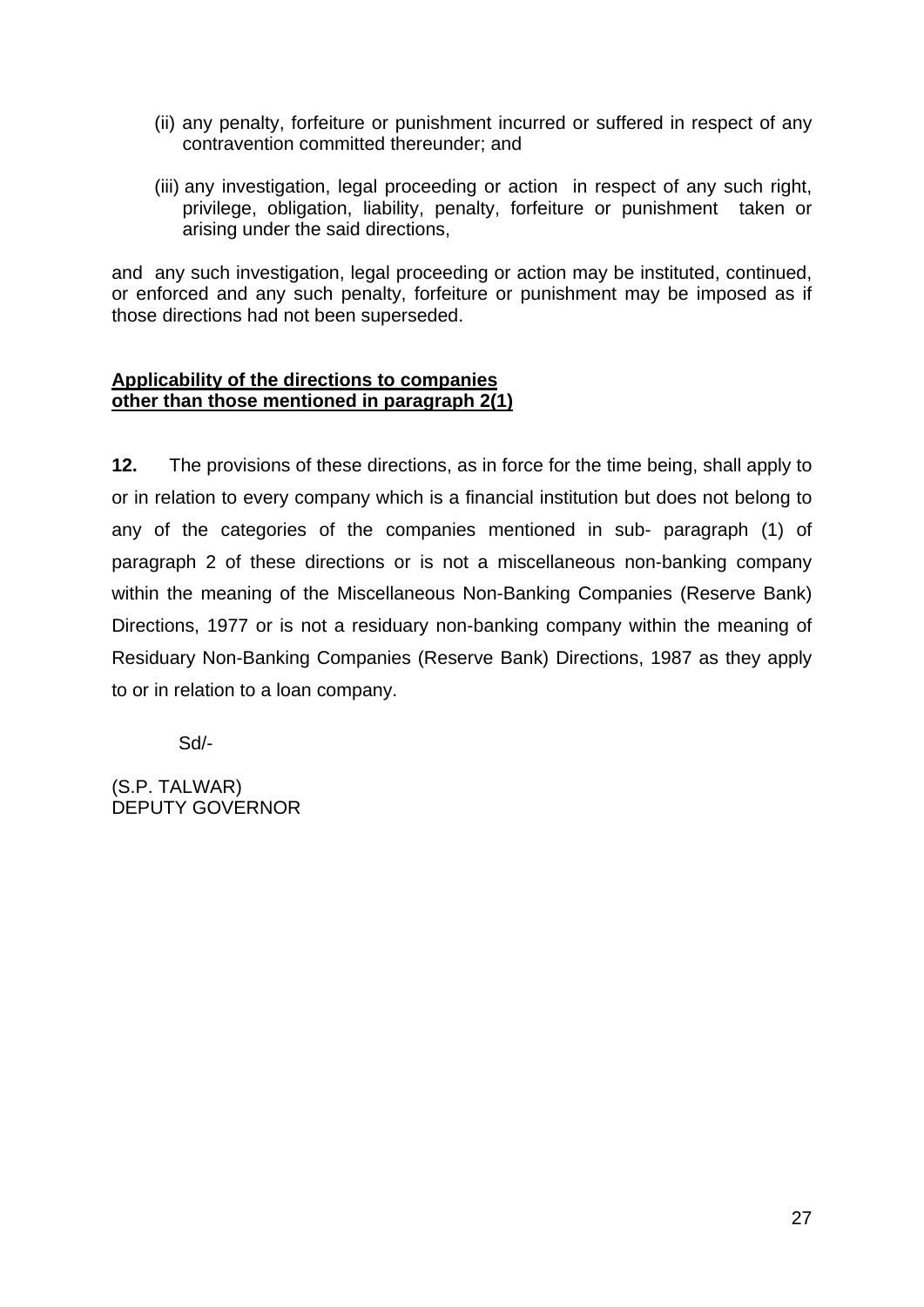(ii) any penalty, forfeiture or punishment incurred or suffered in respect of any contravention committed thereunder; and

(iii) any investigation, legal proceeding or action in respect of any such right, privilege, obligation, liability, penalty, forfeiture or punishment taken or arising under the said directions,

and any such investigation, legal proceeding or action may be instituted, continued, or enforced and any such penalty, forfeiture or punishment may be imposed as if those directions had not been superseded.

**Applicability of the directions to companies other than those mentioned in paragraph 2(1)**

**12.** The provisions of these directions, as in force for the time being, shall apply to or in relation to every company which is a financial institution but does not belong to any of the categories of the companies mentioned in sub- paragraph (1) of paragraph 2 of these directions or is not a miscellaneous non-banking company within the meaning of the Miscellaneous Non-Banking Companies (Reserve Bank) Directions, 1977 or is not a residuary non-banking company within the meaning of Residuary Non-Banking Companies (Reserve Bank) Directions, 1987 as they apply to or in relation to a loan company.

Sd/-

(S.P. TALWAR)
DEPUTY GOVERNOR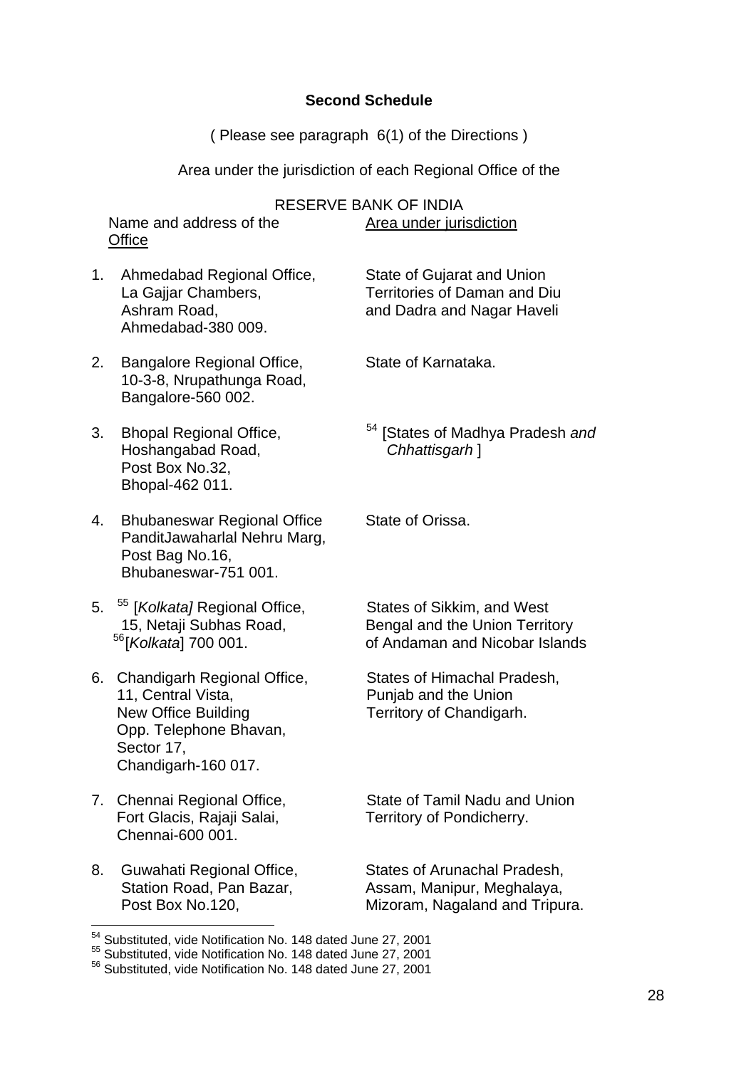**Second Schedule**

( Please see paragraph 6(1) of the Directions )

Area under the jurisdiction of each Regional Office of the

RESERVE BANK OF INDIA

| Name and address of the Office | Area under jurisdiction |
|---|---|
| 1. Ahmedabad Regional Office, La Gajjar Chambers, Ashram Road, Ahmedabad-380 009. | State of Gujarat and Union Territories of Daman and Diu and Dadra and Nagar Haveli |
| 2. Bangalore Regional Office, 10-3-8, Nrupathunga Road, Bangalore-560 002. | State of Karnataka. |
| 3. Bhopal Regional Office, Hoshangabad Road, Post Box No.32, Bhopal-462 011. | [54] [States of Madhya Pradesh *and Chhattisgarh* ] |
| 4. Bhubaneswar Regional Office PanditJawaharlal Nehru Marg, Post Bag No.16, Bhubaneswar-751 001. | State of Orissa. |
| 5. [55] [*Kolkata]* Regional Office, 15, Netaji Subhas Road, [56][*Kolkata*] 700 001. | States of Sikkim, and West Bengal and the Union Territory of Andaman and Nicobar Islands |
| 6. Chandigarh Regional Office, 11, Central Vista, New Office Building Opp. Telephone Bhavan, Sector 17, Chandigarh-160 017. | States of Himachal Pradesh, Punjab and the Union Territory of Chandigarh. |
| 7. Chennai Regional Office, Fort Glacis, Rajaji Salai, Chennai-600 001. | State of Tamil Nadu and Union Territory of Pondicherry. |
| 8. Guwahati Regional Office, Station Road, Pan Bazar, Post Box No.120, | States of Arunachal Pradesh, Assam, Manipur, Meghalaya, Mizoram, Nagaland and Tripura. |

---

[54] Substituted, vide Notification No. 148 dated June 27, 2001

[55] Substituted, vide Notification No. 148 dated June 27, 2001

[56] Substituted, vide Notification No. 148 dated June 27, 2001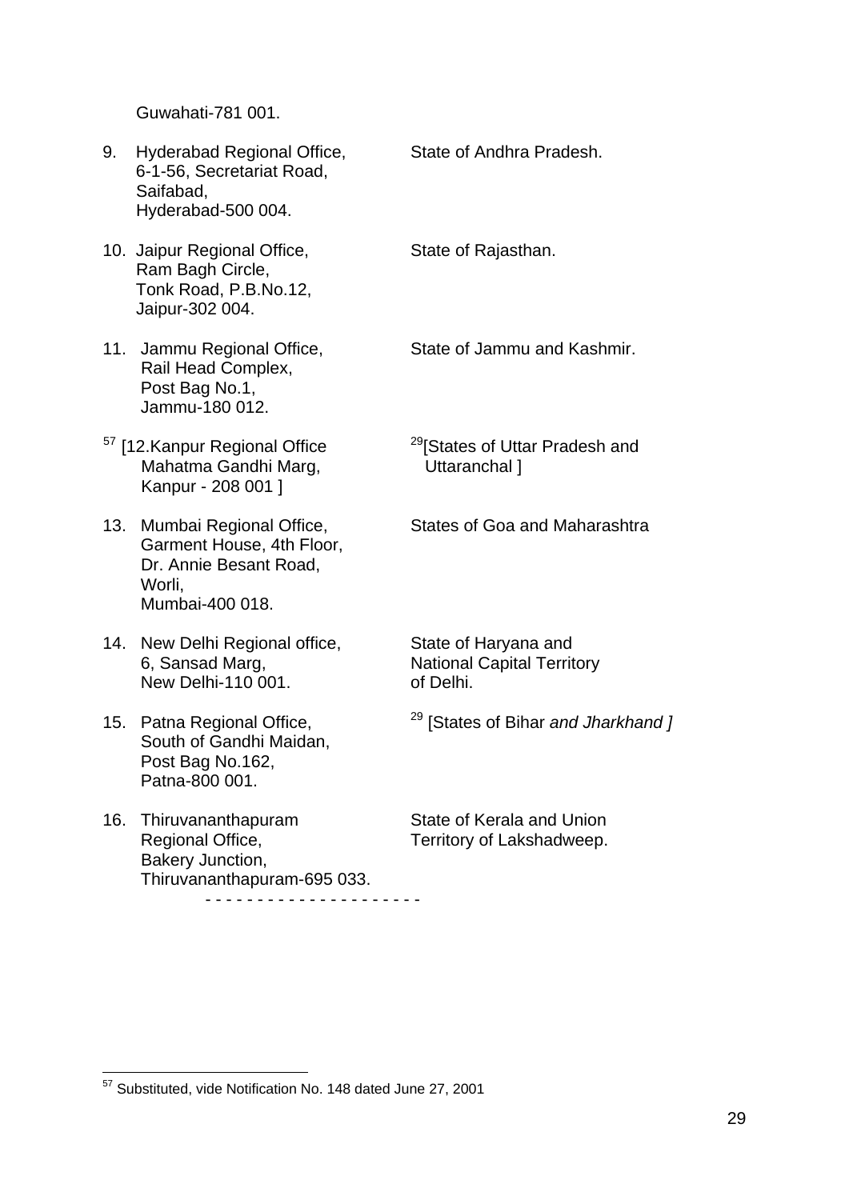Guwahati-781 001.

| | |
|---|---|
| 9. Hyderabad Regional Office, 6-1-56, Secretariat Road, Saifabad, Hyderabad-500 004. | State of Andhra Pradesh. |
| 10. Jaipur Regional Office, Ram Bagh Circle, Tonk Road, P.B.No.12, Jaipur-302 004. | State of Rajasthan. |
| 11. Jammu Regional Office, Rail Head Complex, Post Bag No.1, Jammu-180 012. | State of Jammu and Kashmir. |
| [57] [12.Kanpur Regional Office Mahatma Gandhi Marg, Kanpur - 208 001 ] | [29][States of Uttar Pradesh and Uttaranchal ] |
| 13. Mumbai Regional Office, Garment House, 4th Floor, Dr. Annie Besant Road, Worli, Mumbai-400 018. | States of Goa and Maharashtra |
| 14. New Delhi Regional office, 6, Sansad Marg, New Delhi-110 001. | State of Haryana and National Capital Territory of Delhi. |
| 15. Patna Regional Office, South of Gandhi Maidan, Post Bag No.162, Patna-800 001. | [29] [States of Bihar *and Jharkhand ]* |
| 16. Thiruvananthapuram Regional Office, Bakery Junction, Thiruvananthapuram-695 033. | State of Kerala and Union Territory of Lakshadweep. |

\- - - - - - - - - - - - - - - - - - - -

[57] Substituted, vide Notification No. 148 dated June 27, 2001